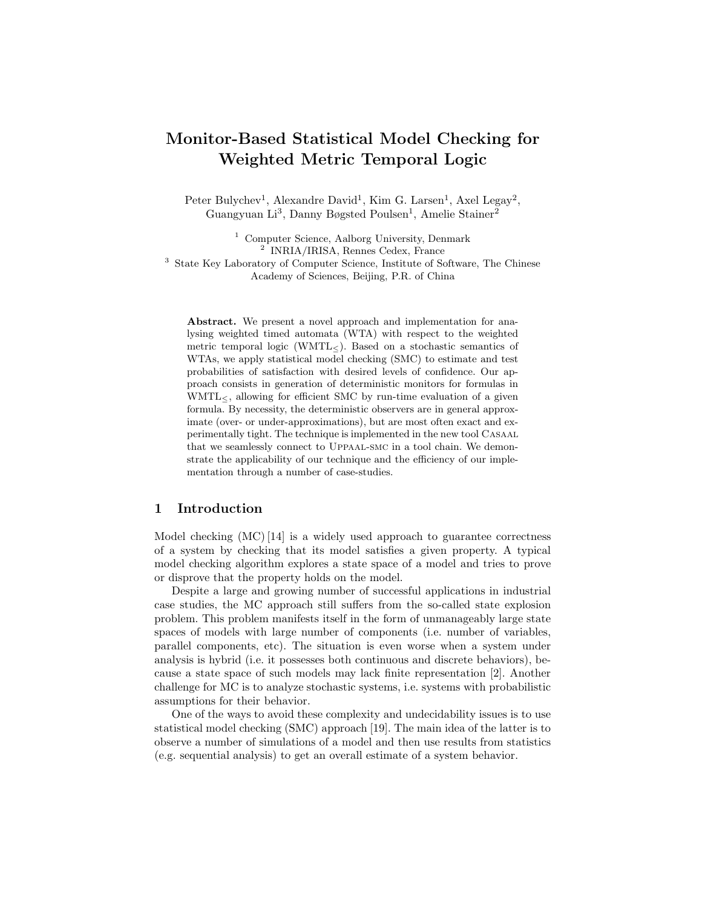# Monitor-Based Statistical Model Checking for Weighted Metric Temporal Logic

Peter Bulychev[1], Alexandre David[1], Kim G. Larsen[1], Axel Legay[2], Guangyuan Li[3], Danny Bøgsted Poulsen[1], Amelie Stainer[2]

[1] Computer Science, Aalborg University, Denmark
[2] INRIA/IRISA, Rennes Cedex, France
[3] State Key Laboratory of Computer Science, Institute of Software, The Chinese Academy of Sciences, Beijing, P.R. of China

**Abstract.** We present a novel approach and implementation for analysing weighted timed automata (WTA) with respect to the weighted metric temporal logic ($\text{WMTL}_{\leq}$). Based on a stochastic semantics of WTAs, we apply statistical model checking (SMC) to estimate and test probabilities of satisfaction with desired levels of confidence. Our approach consists in generation of deterministic monitors for formulas in $\text{WMTL}_{\leq}$, allowing for efficient SMC by run-time evaluation of a given formula. By necessity, the deterministic observers are in general approximate (over- or under-approximations), but are most often exact and experimentally tight. The technique is implemented in the new tool Casaal that we seamlessly connect to Uppaal-smc in a tool chain. We demonstrate the applicability of our technique and the efficiency of our implementation through a number of case-studies.

## 1 Introduction

Model checking (MC) [14] is a widely used approach to guarantee correctness of a system by checking that its model satisfies a given property. A typical model checking algorithm explores a state space of a model and tries to prove or disprove that the property holds on the model.

Despite a large and growing number of successful applications in industrial case studies, the MC approach still suffers from the so-called state explosion problem. This problem manifests itself in the form of unmanageably large state spaces of models with large number of components (i.e. number of variables, parallel components, etc). The situation is even worse when a system under analysis is hybrid (i.e. it possesses both continuous and discrete behaviors), because a state space of such models may lack finite representation [2]. Another challenge for MC is to analyze stochastic systems, i.e. systems with probabilistic assumptions for their behavior.

One of the ways to avoid these complexity and undecidability issues is to use statistical model checking (SMC) approach [19]. The main idea of the latter is to observe a number of simulations of a model and then use results from statistics (e.g. sequential analysis) to get an overall estimate of a system behavior.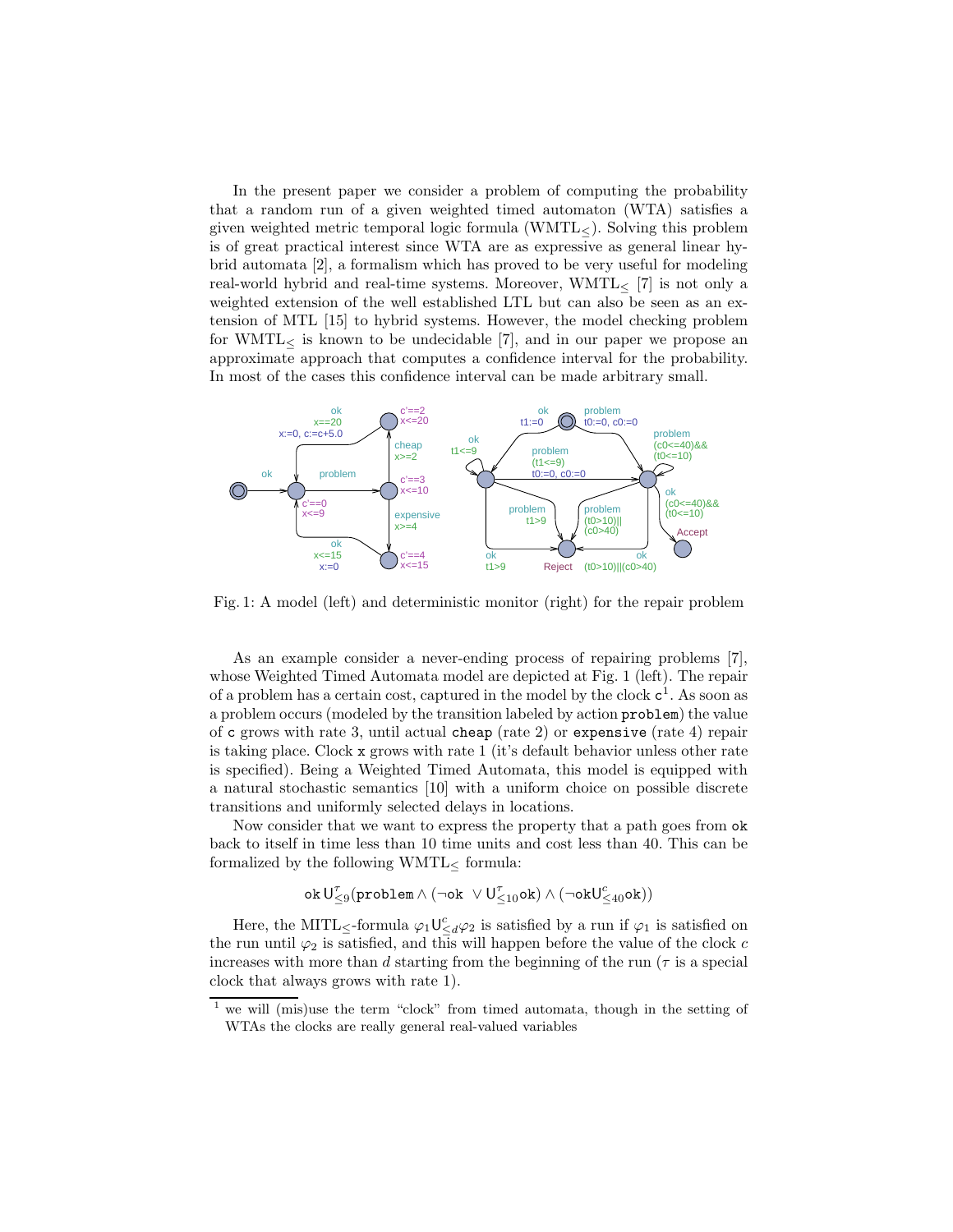In the present paper we consider a problem of computing the probability that a random run of a given weighted timed automaton (WTA) satisfies a given weighted metric temporal logic formula (WMTL$_\leq$). Solving this problem is of great practical interest since WTA are as expressive as general linear hybrid automata [2], a formalism which has proved to be very useful for modeling real-world hybrid and real-time systems. Moreover, WMTL$_\leq$ [7] is not only a weighted extension of the well established LTL but can also be seen as an extension of MTL [15] to hybrid systems. However, the model checking problem for WMTL$_\leq$ is known to be undecidable [7], and in our paper we propose an approximate approach that computes a confidence interval for the probability. In most of the cases this confidence interval can be made arbitrary small.

Fig. 1: A model (left) and deterministic monitor (right) for the repair problem

As an example consider a never-ending process of repairing problems [7], whose Weighted Timed Automata model are depicted at Fig. 1 (left). The repair of a problem has a certain cost, captured in the model by the clock `c`[1]. As soon as a problem occurs (modeled by the transition labeled by action `problem`) the value of `c` grows with rate 3, until actual `cheap` (rate 2) or `expensive` (rate 4) repair is taking place. Clock `x` grows with rate 1 (it's default behavior unless other rate is specified). Being a Weighted Timed Automata, this model is equipped with a natural stochastic semantics [10] with a uniform choice on possible discrete transitions and uniformly selected delays in locations.

Now consider that we want to express the property that a path goes from `ok` back to itself in time less than 10 time units and cost less than 40. This can be formalized by the following WMTL$_\leq$ formula:

$$\texttt{ok}\,\mathsf{U}^{\tau}_{\leq 9}(\texttt{problem} \wedge (\neg\texttt{ok}\ \vee \mathsf{U}^{\tau}_{\leq 10}\texttt{ok}) \wedge (\neg\texttt{ok}\mathsf{U}^{c}_{\leq 40}\texttt{ok}))$$

Here, the MITL$_\leq$-formula $\varphi_1 \mathsf{U}^{c}_{\leq d} \varphi_2$ is satisfied by a run if $\varphi_1$ is satisfied on the run until $\varphi_2$ is satisfied, and this will happen before the value of the clock $c$ increases with more than $d$ starting from the beginning of the run ($\tau$ is a special clock that always grows with rate 1).

[1] we will (mis)use the term "clock" from timed automata, though in the setting of WTAs the clocks are really general real-valued variables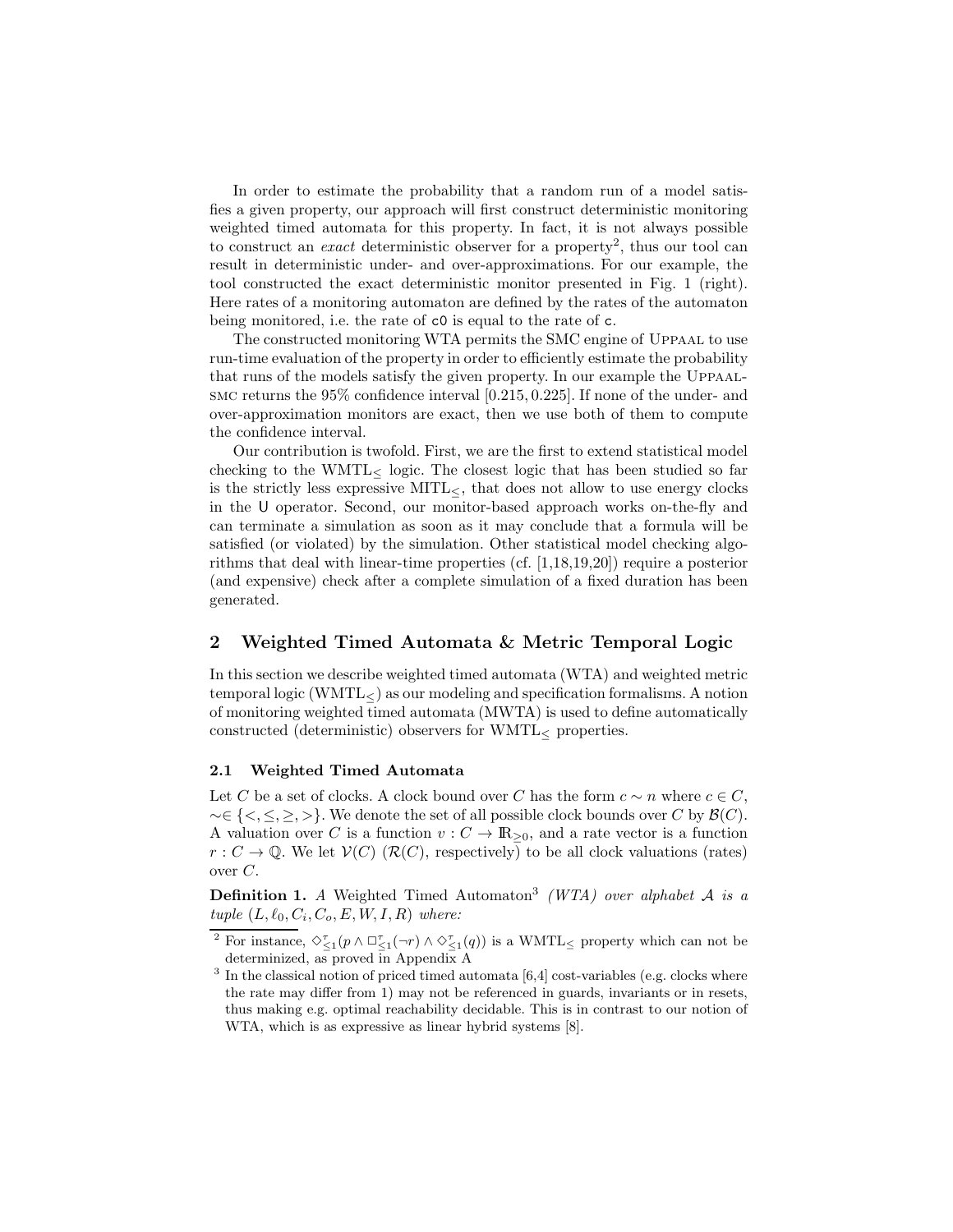In order to estimate the probability that a random run of a model satisfies a given property, our approach will first construct deterministic monitoring weighted timed automata for this property. In fact, it is not always possible to construct an *exact* deterministic observer for a property[2], thus our tool can result in deterministic under- and over-approximations. For our example, the tool constructed the exact deterministic monitor presented in Fig. 1 (right). Here rates of a monitoring automaton are defined by the rates of the automaton being monitored, i.e. the rate of `c0` is equal to the rate of `c`.

The constructed monitoring WTA permits the SMC engine of Uppaal to use run-time evaluation of the property in order to efficiently estimate the probability that runs of the models satisfy the given property. In our example the Uppaal-smc returns the 95% confidence interval $[0.215, 0.225]$. If none of the under- and over-approximation monitors are exact, then we use both of them to compute the confidence interval.

Our contribution is twofold. First, we are the first to extend statistical model checking to the $\mathrm{WMTL}_{\leq}$ logic. The closest logic that has been studied so far is the strictly less expressive $\mathrm{MITL}_{\leq}$, that does not allow to use energy clocks in the $\mathsf{U}$ operator. Second, our monitor-based approach works on-the-fly and can terminate a simulation as soon as it may conclude that a formula will be satisfied (or violated) by the simulation. Other statistical model checking algorithms that deal with linear-time properties (cf. [1,18,19,20]) require a posterior (and expensive) check after a complete simulation of a fixed duration has been generated.

## 2 Weighted Timed Automata & Metric Temporal Logic

In this section we describe weighted timed automata (WTA) and weighted metric temporal logic ($\mathrm{WMTL}_{\leq}$) as our modeling and specification formalisms. A notion of monitoring weighted timed automata (MWTA) is used to define automatically constructed (deterministic) observers for $\mathrm{WMTL}_{\leq}$ properties.

### 2.1 Weighted Timed Automata

Let $C$ be a set of clocks. A clock bound over $C$ has the form $c \sim n$ where $c \in C$, $\sim \in \{<, \leq, \geq, >\}$. We denote the set of all possible clock bounds over $C$ by $\mathcal{B}(C)$. A valuation over $C$ is a function $v : C \to \mathbb{R}_{\geq 0}$, and a rate vector is a function $r : C \to \mathbb{Q}$. We let $\mathcal{V}(C)$ ($\mathcal{R}(C)$, respectively) to be all clock valuations (rates) over $C$.

**Definition 1.** *A* Weighted Timed Automaton[3] *(WTA) over alphabet $\mathcal{A}$ is a tuple $(L, \ell_0, C_i, C_o, E, W, I, R)$ where:*

---

[2] For instance, $\Diamond^{\tau}_{\leq 1}(p \wedge \Box^{\tau}_{\leq 1}(\neg r) \wedge \Diamond^{\tau}_{\leq 1}(q))$ is a $\mathrm{WMTL}_{\leq}$ property which can not be determinized, as proved in Appendix A

[3] In the classical notion of priced timed automata [6,4] cost-variables (e.g. clocks where the rate may differ from 1) may not be referenced in guards, invariants or in resets, thus making e.g. optimal reachability decidable. This is in contrast to our notion of WTA, which is as expressive as linear hybrid systems [8].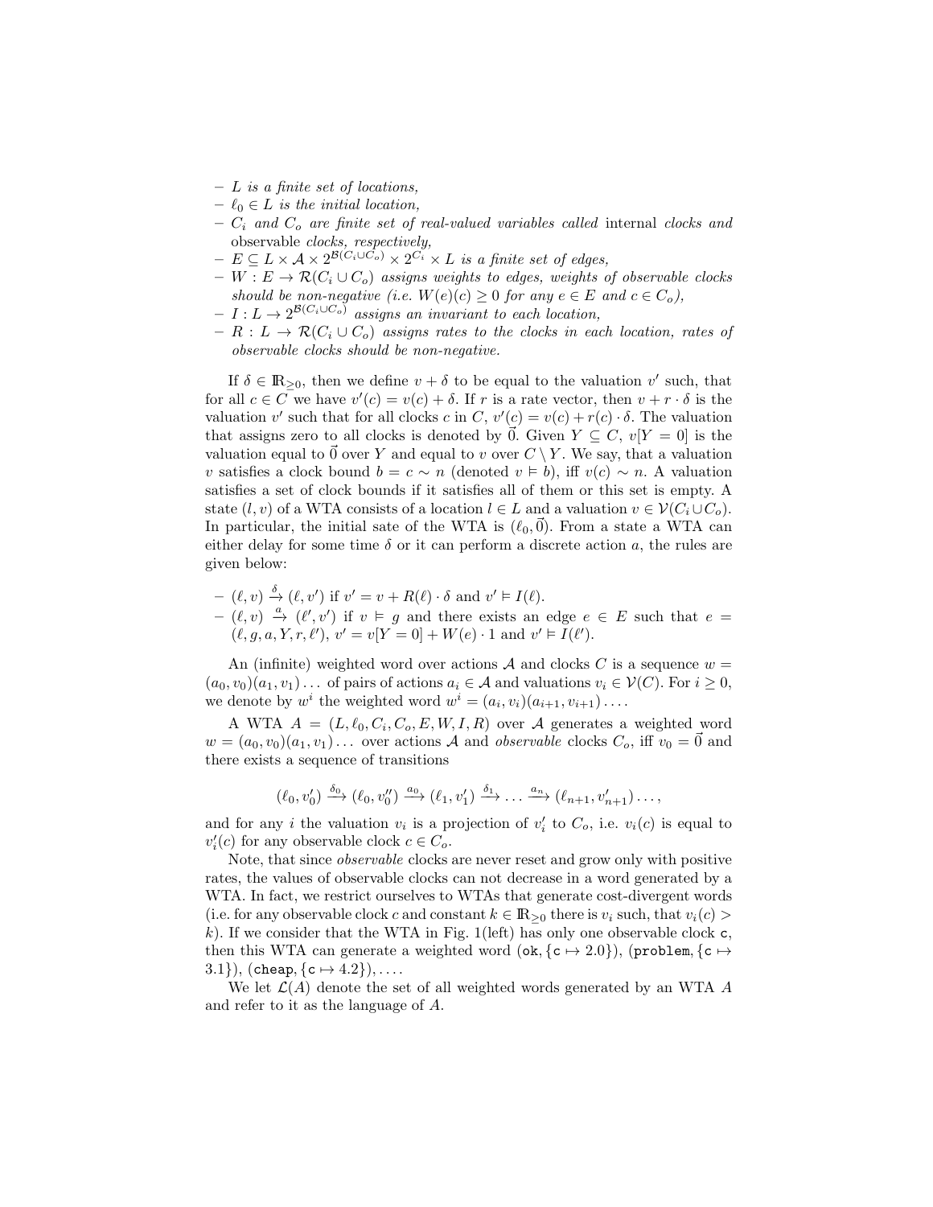- *$L$ is a finite set of locations,*
- *$\ell_0 \in L$ is the initial location,*
- *$C_i$ and $C_o$ are finite set of real-valued variables called* internal *clocks and* observable *clocks, respectively,*
- *$E \subseteq L \times \mathcal{A} \times 2^{\mathcal{B}(C_i \cup C_o)} \times 2^{C_i} \times L$ is a finite set of edges,*
- *$W : E \to \mathcal{R}(C_i \cup C_o)$ assigns weights to edges, weights of observable clocks should be non-negative (i.e. $W(e)(c) \geq 0$ for any $e \in E$ and $c \in C_o$),*
- *$I : L \to 2^{\mathcal{B}(C_i \cup C_o)}$ assigns an invariant to each location,*
- *$R : L \to \mathcal{R}(C_i \cup C_o)$ assigns rates to the clocks in each location, rates of observable clocks should be non-negative.*

If $\delta \in \mathbb{R}_{\geq 0}$, then we define $v + \delta$ to be equal to the valuation $v'$ such, that for all $c \in C$ we have $v'(c) = v(c) + \delta$. If $r$ is a rate vector, then $v + r \cdot \delta$ is the valuation $v'$ such that for all clocks $c$ in $C$, $v'(c) = v(c) + r(c) \cdot \delta$. The valuation that assigns zero to all clocks is denoted by $\vec{0}$. Given $Y \subseteq C$, $v[Y = 0]$ is the valuation equal to $\vec{0}$ over $Y$ and equal to $v$ over $C \setminus Y$. We say, that a valuation $v$ satisfies a clock bound $b = c \sim n$ (denoted $v \vDash b$), iff $v(c) \sim n$. A valuation satisfies a set of clock bounds if it satisfies all of them or this set is empty. A state $(l, v)$ of a WTA consists of a location $l \in L$ and a valuation $v \in \mathcal{V}(C_i \cup C_o)$. In particular, the initial sate of the WTA is $(\ell_0, \vec{0})$. From a state a WTA can either delay for some time $\delta$ or it can perform a discrete action $a$, the rules are given below:

- $(\ell, v) \xrightarrow{\delta} (\ell, v')$ if $v' = v + R(\ell) \cdot \delta$ and $v' \vDash I(\ell)$.
- $(\ell, v) \xrightarrow{a} (\ell', v')$ if $v \vDash g$ and there exists an edge $e \in E$ such that $e = (\ell, g, a, Y, r, \ell')$, $v' = v[Y = 0] + W(e) \cdot 1$ and $v' \vDash I(\ell')$.

An (infinite) weighted word over actions $\mathcal{A}$ and clocks $C$ is a sequence $w = (a_0, v_0)(a_1, v_1) \ldots$ of pairs of actions $a_i \in \mathcal{A}$ and valuations $v_i \in \mathcal{V}(C)$. For $i \geq 0$, we denote by $w^i$ the weighted word $w^i = (a_i, v_i)(a_{i+1}, v_{i+1}) \ldots$.

A WTA $A = (L, \ell_0, C_i, C_o, E, W, I, R)$ over $\mathcal{A}$ generates a weighted word $w = (a_0, v_0)(a_1, v_1) \ldots$ over actions $\mathcal{A}$ and *observable* clocks $C_o$, iff $v_0 = \vec{0}$ and there exists a sequence of transitions

$$(\ell_0, v_0') \xrightarrow{\delta_0} (\ell_0, v_0'') \xrightarrow{a_0} (\ell_1, v_1') \xrightarrow{\delta_1} \ldots \xrightarrow{a_n} (\ell_{n+1}, v_{n+1}') \ldots,$$

and for any $i$ the valuation $v_i$ is a projection of $v_i'$ to $C_o$, i.e. $v_i(c)$ is equal to $v_i'(c)$ for any observable clock $c \in C_o$.

Note, that since *observable* clocks are never reset and grow only with positive rates, the values of observable clocks can not decrease in a word generated by a WTA. In fact, we restrict ourselves to WTAs that generate cost-divergent words (i.e. for any observable clock $c$ and constant $k \in \mathbb{R}_{\geq 0}$ there is $v_i$ such, that $v_i(c) > k$). If we consider that the WTA in Fig. 1(left) has only one observable clock `c`, then this WTA can generate a weighted word (`ok`, $\{$`c` $\mapsto 2.0\}$), (`problem`, $\{$`c` $\mapsto 3.1\}$), (`cheap`, $\{$`c` $\mapsto 4.2\}$), $\ldots$.

We let $\mathcal{L}(A)$ denote the set of all weighted words generated by an WTA $A$ and refer to it as the language of $A$.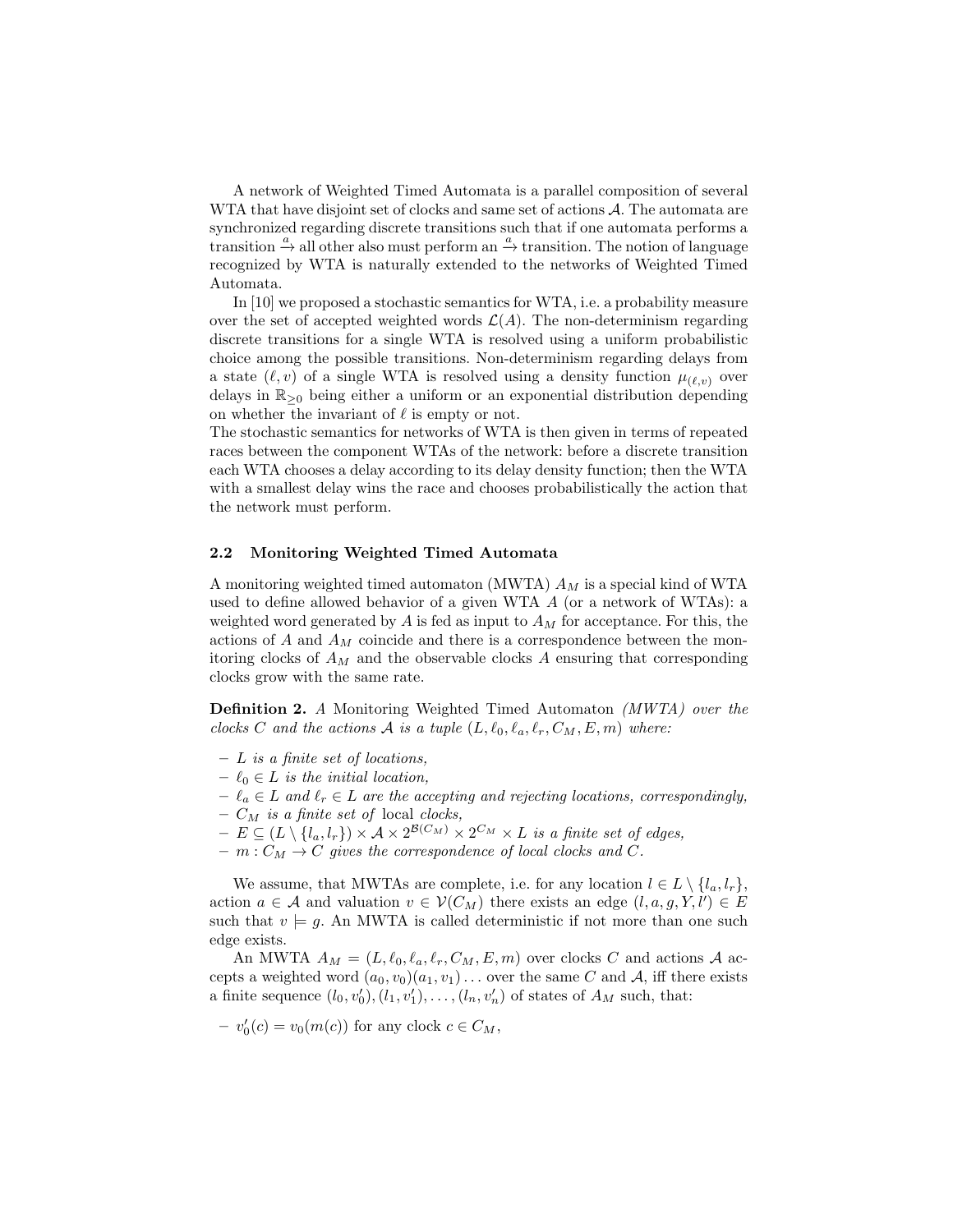A network of Weighted Timed Automata is a parallel composition of several WTA that have disjoint set of clocks and same set of actions $\mathcal{A}$. The automata are synchronized regarding discrete transitions such that if one automata performs a transition $\xrightarrow{a}$ all other also must perform an $\xrightarrow{a}$ transition. The notion of language recognized by WTA is naturally extended to the networks of Weighted Timed Automata.

In [10] we proposed a stochastic semantics for WTA, i.e. a probability measure over the set of accepted weighted words $\mathcal{L}(A)$. The non-determinism regarding discrete transitions for a single WTA is resolved using a uniform probabilistic choice among the possible transitions. Non-determinism regarding delays from a state $(\ell, v)$ of a single WTA is resolved using a density function $\mu_{(\ell,v)}$ over delays in $\mathbb{R}_{\geq 0}$ being either a uniform or an exponential distribution depending on whether the invariant of $\ell$ is empty or not.
The stochastic semantics for networks of WTA is then given in terms of repeated races between the component WTAs of the network: before a discrete transition each WTA chooses a delay according to its delay density function; then the WTA with a smallest delay wins the race and chooses probabilistically the action that the network must perform.

### 2.2 Monitoring Weighted Timed Automata

A monitoring weighted timed automaton (MWTA) $A_M$ is a special kind of WTA used to define allowed behavior of a given WTA $A$ (or a network of WTAs): a weighted word generated by $A$ is fed as input to $A_M$ for acceptance. For this, the actions of $A$ and $A_M$ coincide and there is a correspondence between the monitoring clocks of $A_M$ and the observable clocks $A$ ensuring that corresponding clocks grow with the same rate.

**Definition 2.** *A* Monitoring Weighted Timed Automaton *(MWTA) over the clocks $C$ and the actions $\mathcal{A}$ is a tuple $(L, \ell_0, \ell_a, \ell_r, C_M, E, m)$ where:*

- *$L$ is a finite set of locations,*
- *$\ell_0 \in L$ is the initial location,*
- *$\ell_a \in L$ and $\ell_r \in L$ are the accepting and rejecting locations, correspondingly,*
- *$C_M$ is a finite set of* local *clocks,*
- *$E \subseteq (L \setminus \{l_a, l_r\}) \times \mathcal{A} \times 2^{\mathcal{B}(C_M)} \times 2^{C_M} \times L$ is a finite set of edges,*
- *$m : C_M \to C$ gives the correspondence of local clocks and $C$.*

We assume, that MWTAs are complete, i.e. for any location $l \in L \setminus \{l_a, l_r\}$, action $a \in \mathcal{A}$ and valuation $v \in \mathcal{V}(C_M)$ there exists an edge $(l, a, g, Y, l') \in E$ such that $v \models g$. An MWTA is called deterministic if not more than one such edge exists.

An MWTA $A_M = (L, \ell_0, \ell_a, \ell_r, C_M, E, m)$ over clocks $C$ and actions $\mathcal{A}$ accepts a weighted word $(a_0, v_0)(a_1, v_1)\ldots$ over the same $C$ and $\mathcal{A}$, iff there exists a finite sequence $(l_0, v'_0), (l_1, v'_1), \ldots, (l_n, v'_n)$ of states of $A_M$ such, that:

- $v'_0(c) = v_0(m(c))$ for any clock $c \in C_M$,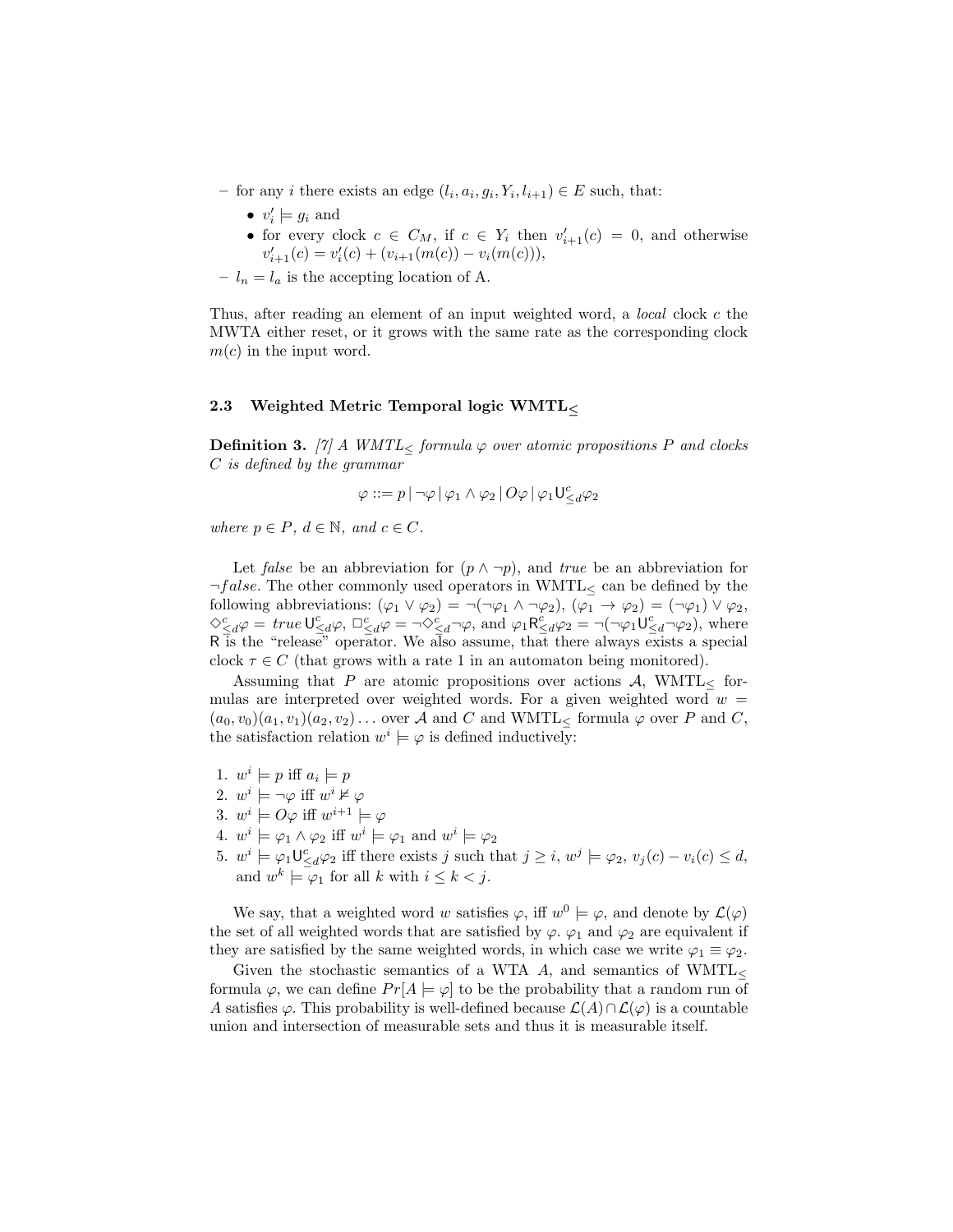– for any $i$ there exists an edge $(l_i, a_i, g_i, Y_i, l_{i+1}) \in E$ such, that:
  - $v'_i \models g_i$ and
  - for every clock $c \in C_M$, if $c \in Y_i$ then $v'_{i+1}(c) = 0$, and otherwise $v'_{i+1}(c) = v'_i(c) + (v_{i+1}(m(c)) - v_i(m(c)))$,

– $l_n = l_a$ is the accepting location of A.

Thus, after reading an element of an input weighted word, a *local* clock $c$ the MWTA either reset, or it grows with the same rate as the corresponding clock $m(c)$ in the input word.

### 2.3 Weighted Metric Temporal logic WMTL$_\leq$

**Definition 3.** *[7] A WMTL$_\leq$ formula $\varphi$ over atomic propositions $P$ and clocks $C$ is defined by the grammar*

$$\varphi ::= p \,|\, \neg\varphi \,|\, \varphi_1 \wedge \varphi_2 \,|\, O\varphi \,|\, \varphi_1 \mathsf{U}^c_{\leq d}\varphi_2$$

*where $p \in P$, $d \in \mathbb{N}$, and $c \in C$.*

Let *false* be an abbreviation for $(p \wedge \neg p)$, and *true* be an abbreviation for $\neg false$. The other commonly used operators in WMTL$_\leq$ can be defined by the following abbreviations: $(\varphi_1 \vee \varphi_2) = \neg(\neg\varphi_1 \wedge \neg\varphi_2)$, $(\varphi_1 \rightarrow \varphi_2) = (\neg\varphi_1) \vee \varphi_2$, $\Diamond^c_{\leq d}\varphi = true\,\mathsf{U}^c_{\leq d}\varphi$, $\Box^c_{\leq d}\varphi = \neg\Diamond^c_{\leq d}\neg\varphi$, and $\varphi_1 \mathsf{R}^c_{\leq d}\varphi_2 = \neg(\neg\varphi_1 \mathsf{U}^c_{\leq d}\neg\varphi_2)$, where $\mathsf{R}$ is the "release" operator. We also assume, that there always exists a special clock $\tau \in C$ (that grows with a rate 1 in an automaton being monitored).

Assuming that $P$ are atomic propositions over actions $\mathcal{A}$, WMTL$_\leq$ formulas are interpreted over weighted words. For a given weighted word $w = (a_0, v_0)(a_1, v_1)(a_2, v_2)\ldots$ over $\mathcal{A}$ and $C$ and WMTL$_\leq$ formula $\varphi$ over $P$ and $C$, the satisfaction relation $w^i \models \varphi$ is defined inductively:

1. $w^i \models p$ iff $a_i \models p$
2. $w^i \models \neg\varphi$ iff $w^i \not\models \varphi$
3. $w^i \models O\varphi$ iff $w^{i+1} \models \varphi$
4. $w^i \models \varphi_1 \wedge \varphi_2$ iff $w^i \models \varphi_1$ and $w^i \models \varphi_2$
5. $w^i \models \varphi_1 \mathsf{U}^c_{\leq d}\varphi_2$ iff there exists $j$ such that $j \geq i$, $w^j \models \varphi_2$, $v_j(c) - v_i(c) \leq d$, and $w^k \models \varphi_1$ for all $k$ with $i \leq k < j$.

We say, that a weighted word $w$ satisfies $\varphi$, iff $w^0 \models \varphi$, and denote by $\mathcal{L}(\varphi)$ the set of all weighted words that are satisfied by $\varphi$. $\varphi_1$ and $\varphi_2$ are equivalent if they are satisfied by the same weighted words, in which case we write $\varphi_1 \equiv \varphi_2$.

Given the stochastic semantics of a WTA $A$, and semantics of WMTL$_\leq$ formula $\varphi$, we can define $Pr[A \models \varphi]$ to be the probability that a random run of $A$ satisfies $\varphi$. This probability is well-defined because $\mathcal{L}(A) \cap \mathcal{L}(\varphi)$ is a countable union and intersection of measurable sets and thus it is measurable itself.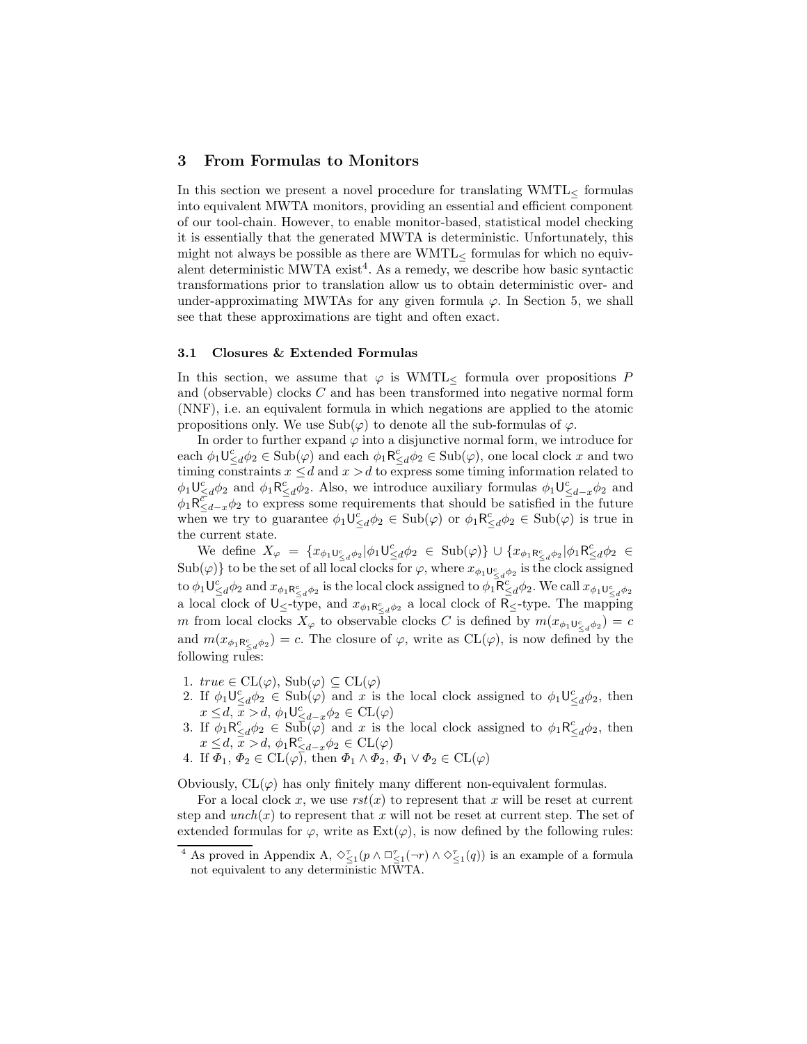## 3 From Formulas to Monitors

In this section we present a novel procedure for translating $\text{WMTL}_{\leq}$ formulas into equivalent MWTA monitors, providing an essential and efficient component of our tool-chain. However, to enable monitor-based, statistical model checking it is essentially that the generated MWTA is deterministic. Unfortunately, this might not always be possible as there are $\text{WMTL}_{\leq}$ formulas for which no equivalent deterministic MWTA exist[4]. As a remedy, we describe how basic syntactic transformations prior to translation allow us to obtain deterministic over- and under-approximating MWTAs for any given formula $\varphi$. In Section 5, we shall see that these approximations are tight and often exact.

### 3.1 Closures & Extended Formulas

In this section, we assume that $\varphi$ is $\text{WMTL}_{\leq}$ formula over propositions $P$ and (observable) clocks $C$ and has been transformed into negative normal form (NNF), i.e. an equivalent formula in which negations are applied to the atomic propositions only. We use $\text{Sub}(\varphi)$ to denote all the sub-formulas of $\varphi$.

In order to further expand $\varphi$ into a disjunctive normal form, we introduce for each $\phi_1 \mathsf{U}^c_{\leq d}\phi_2 \in \text{Sub}(\varphi)$ and each $\phi_1 \mathsf{R}^c_{\leq d}\phi_2 \in \text{Sub}(\varphi)$, one local clock $x$ and two timing constraints $x \leq d$ and $x > d$ to express some timing information related to $\phi_1 \mathsf{U}^c_{\leq d}\phi_2$ and $\phi_1 \mathsf{R}^c_{\leq d}\phi_2$. Also, we introduce auxiliary formulas $\phi_1 \mathsf{U}^c_{\leq d-x}\phi_2$ and $\phi_1 \mathsf{R}^c_{\leq d-x}\phi_2$ to express some requirements that should be satisfied in the future when we try to guarantee $\phi_1 \mathsf{U}^c_{\leq d}\phi_2 \in \text{Sub}(\varphi)$ or $\phi_1 \mathsf{R}^c_{\leq d}\phi_2 \in \text{Sub}(\varphi)$ is true in the current state.

We define $X_\varphi = \{x_{\phi_1 \mathsf{U}^c_{\leq d}\phi_2} | \phi_1 \mathsf{U}^c_{\leq d}\phi_2 \in \text{Sub}(\varphi)\} \cup \{x_{\phi_1 \mathsf{R}^c_{\leq d}\phi_2} | \phi_1 \mathsf{R}^c_{\leq d}\phi_2 \in \text{Sub}(\varphi)\}$ to be the set of all local clocks for $\varphi$, where $x_{\phi_1 \mathsf{U}^c_{\leq d}\phi_2}$ is the clock assigned to $\phi_1 \mathsf{U}^c_{\leq d}\phi_2$ and $x_{\phi_1 \mathsf{R}^c_{\leq d}\phi_2}$ is the local clock assigned to $\phi_1 \mathsf{R}^c_{\leq d}\phi_2$. We call $x_{\phi_1 \mathsf{U}^c_{\leq d}\phi_2}$ a local clock of $\mathsf{U}_{\leq}$-type, and $x_{\phi_1 \mathsf{R}^c_{\leq d}\phi_2}$ a local clock of $\mathsf{R}_{\leq}$-type. The mapping $m$ from local clocks $X_\varphi$ to observable clocks $C$ is defined by $m(x_{\phi_1 \mathsf{U}^c_{\leq d}\phi_2}) = c$ and $m(x_{\phi_1 \mathsf{R}^c_{\leq d}\phi_2}) = c$. The closure of $\varphi$, write as $\text{CL}(\varphi)$, is now defined by the following rules:

1. $true \in \text{CL}(\varphi)$, $\text{Sub}(\varphi) \subseteq \text{CL}(\varphi)$
2. If $\phi_1 \mathsf{U}^c_{\leq d}\phi_2 \in \text{Sub}(\varphi)$ and $x$ is the local clock assigned to $\phi_1 \mathsf{U}^c_{\leq d}\phi_2$, then $x \leq d$, $x > d$, $\phi_1 \mathsf{U}^c_{\leq d-x}\phi_2 \in \text{CL}(\varphi)$
3. If $\phi_1 \mathsf{R}^c_{\leq d}\phi_2 \in \text{Sub}(\varphi)$ and $x$ is the local clock assigned to $\phi_1 \mathsf{R}^c_{\leq d}\phi_2$, then $x \leq d$, $x > d$, $\phi_1 \mathsf{R}^c_{\leq d-x}\phi_2 \in \text{CL}(\varphi)$
4. If $\Phi_1, \Phi_2 \in \text{CL}(\varphi)$, then $\Phi_1 \wedge \Phi_2$, $\Phi_1 \vee \Phi_2 \in \text{CL}(\varphi)$

Obviously, $\text{CL}(\varphi)$ has only finitely many different non-equivalent formulas.

For a local clock $x$, we use $rst(x)$ to represent that $x$ will be reset at current step and $unch(x)$ to represent that $x$ will not be reset at current step. The set of extended formulas for $\varphi$, write as $\text{Ext}(\varphi)$, is now defined by the following rules:

[4] As proved in Appendix A, $\Diamond^{\tau}_{\leq 1}(p \wedge \Box^{\tau}_{\leq 1}(\neg r) \wedge \Diamond^{\tau}_{\leq 1}(q))$ is an example of a formula not equivalent to any deterministic MWTA.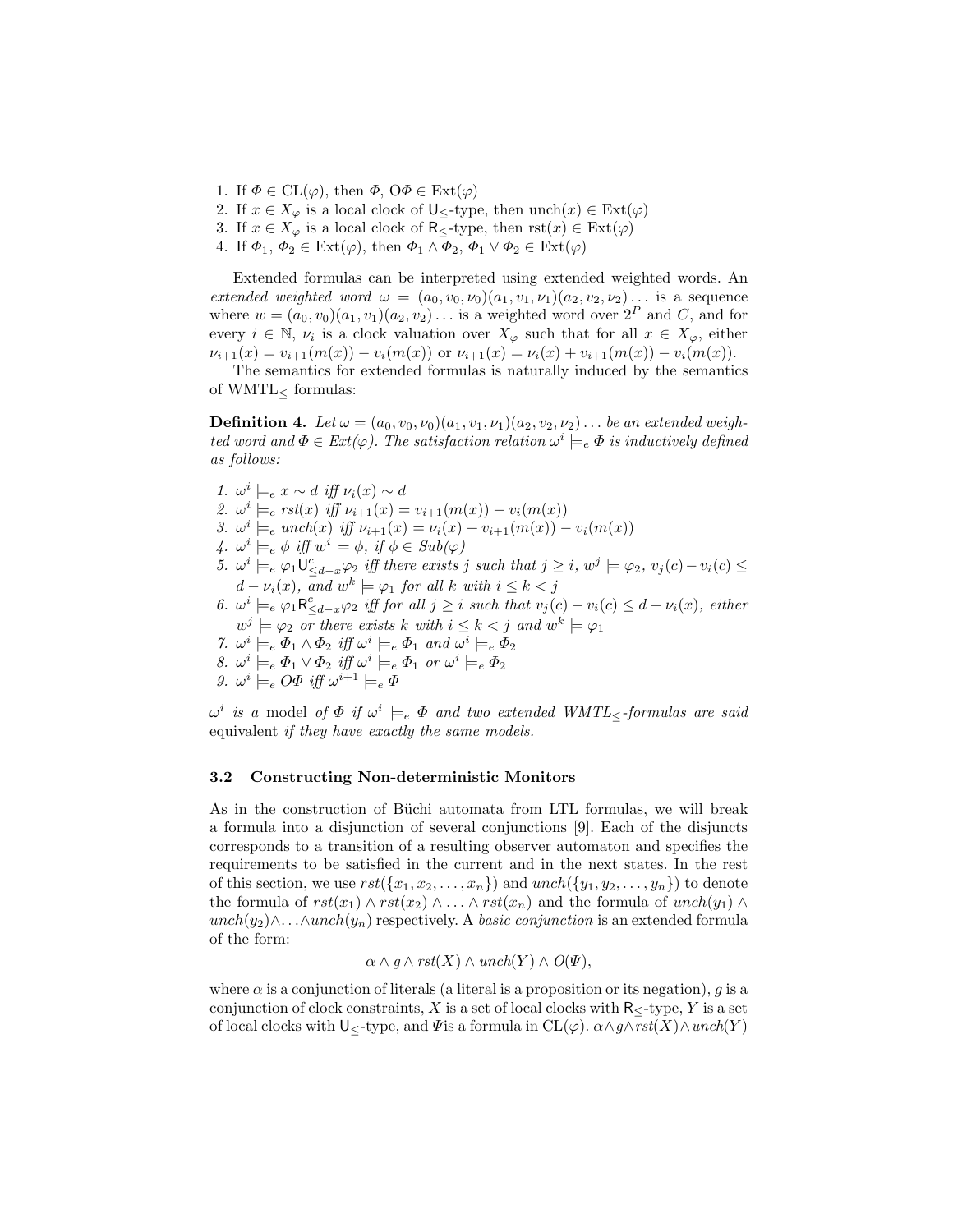1. If $\Phi \in \mathrm{CL}(\varphi)$, then $\Phi$, $\mathrm{O}\Phi \in \mathrm{Ext}(\varphi)$
2. If $x \in X_\varphi$ is a local clock of $\mathsf{U}_{\leq}$-type, then $\mathrm{unch}(x) \in \mathrm{Ext}(\varphi)$
3. If $x \in X_\varphi$ is a local clock of $\mathsf{R}_{\leq}$-type, then $\mathrm{rst}(x) \in \mathrm{Ext}(\varphi)$
4. If $\Phi_1, \Phi_2 \in \mathrm{Ext}(\varphi)$, then $\Phi_1 \wedge \Phi_2$, $\Phi_1 \vee \Phi_2 \in \mathrm{Ext}(\varphi)$

Extended formulas can be interpreted using extended weighted words. An *extended weighted word* $\omega = (a_0, v_0, \nu_0)(a_1, v_1, \nu_1)(a_2, v_2, \nu_2)\ldots$ is a sequence where $w = (a_0, v_0)(a_1, v_1)(a_2, v_2)\ldots$ is a weighted word over $2^P$ and $C$, and for every $i \in \mathbb{N}$, $\nu_i$ is a clock valuation over $X_\varphi$ such that for all $x \in X_\varphi$, either $\nu_{i+1}(x) = v_{i+1}(m(x)) - v_i(m(x))$ or $\nu_{i+1}(x) = \nu_i(x) + v_{i+1}(m(x)) - v_i(m(x))$.

The semantics for extended formulas is naturally induced by the semantics of $\mathrm{WMTL}_{\leq}$ formulas:

**Definition 4.** *Let $\omega = (a_0, v_0, \nu_0)(a_1, v_1, \nu_1)(a_2, v_2, \nu_2)\ldots$ be an extended weighted word and $\Phi \in Ext(\varphi)$. The satisfaction relation $\omega^i \models_e \Phi$ is inductively defined as follows:*

1. *$\omega^i \models_e x \sim d$ iff $\nu_i(x) \sim d$*
2. *$\omega^i \models_e rst(x)$ iff $\nu_{i+1}(x) = v_{i+1}(m(x)) - v_i(m(x))$*
3. *$\omega^i \models_e unch(x)$ iff $\nu_{i+1}(x) = \nu_i(x) + v_{i+1}(m(x)) - v_i(m(x))$*
4. *$\omega^i \models_e \phi$ iff $w^i \models \phi$, if $\phi \in Sub(\varphi)$*
5. *$\omega^i \models_e \varphi_1 \mathsf{U}^c_{\leq d-x} \varphi_2$ iff there exists $j$ such that $j \geq i$, $w^j \models \varphi_2$, $v_j(c) - v_i(c) \leq d - \nu_i(x)$, and $w^k \models \varphi_1$ for all $k$ with $i \leq k < j$*
6. *$\omega^i \models_e \varphi_1 \mathsf{R}^c_{\leq d-x} \varphi_2$ iff for all $j \geq i$ such that $v_j(c) - v_i(c) \leq d - \nu_i(x)$, either $w^j \models \varphi_2$ or there exists $k$ with $i \leq k < j$ and $w^k \models \varphi_1$*
7. *$\omega^i \models_e \Phi_1 \wedge \Phi_2$ iff $\omega^i \models_e \Phi_1$ and $\omega^i \models_e \Phi_2$*
8. *$\omega^i \models_e \Phi_1 \vee \Phi_2$ iff $\omega^i \models_e \Phi_1$ or $\omega^i \models_e \Phi_2$*
9. *$\omega^i \models_e O\Phi$ iff $\omega^{i+1} \models_e \Phi$*

*$\omega^i$ is a* model *of $\Phi$ if $\omega^i \models_e \Phi$ and two extended $\mathrm{WMTL}_{\leq}$-formulas are said* equivalent *if they have exactly the same models.*

### 3.2 Constructing Non-deterministic Monitors

As in the construction of Büchi automata from LTL formulas, we will break a formula into a disjunction of several conjunctions [9]. Each of the disjuncts corresponds to a transition of a resulting observer automaton and specifies the requirements to be satisfied in the current and in the next states. In the rest of this section, we use $rst(\{x_1, x_2, \ldots, x_n\})$ and $unch(\{y_1, y_2, \ldots, y_n\})$ to denote the formula of $rst(x_1) \wedge rst(x_2) \wedge \ldots \wedge rst(x_n)$ and the formula of $unch(y_1) \wedge unch(y_2) \wedge \ldots \wedge unch(y_n)$ respectively. A *basic conjunction* is an extended formula of the form:

$$\alpha \wedge g \wedge rst(X) \wedge unch(Y) \wedge O(\Psi),$$

where $\alpha$ is a conjunction of literals (a literal is a proposition or its negation), $g$ is a conjunction of clock constraints, $X$ is a set of local clocks with $\mathsf{R}_{\leq}$-type, $Y$ is a set of local clocks with $\mathsf{U}_{\leq}$-type, and $\Psi$ is a formula in $\mathrm{CL}(\varphi)$. $\alpha \wedge g \wedge rst(X) \wedge unch(Y)$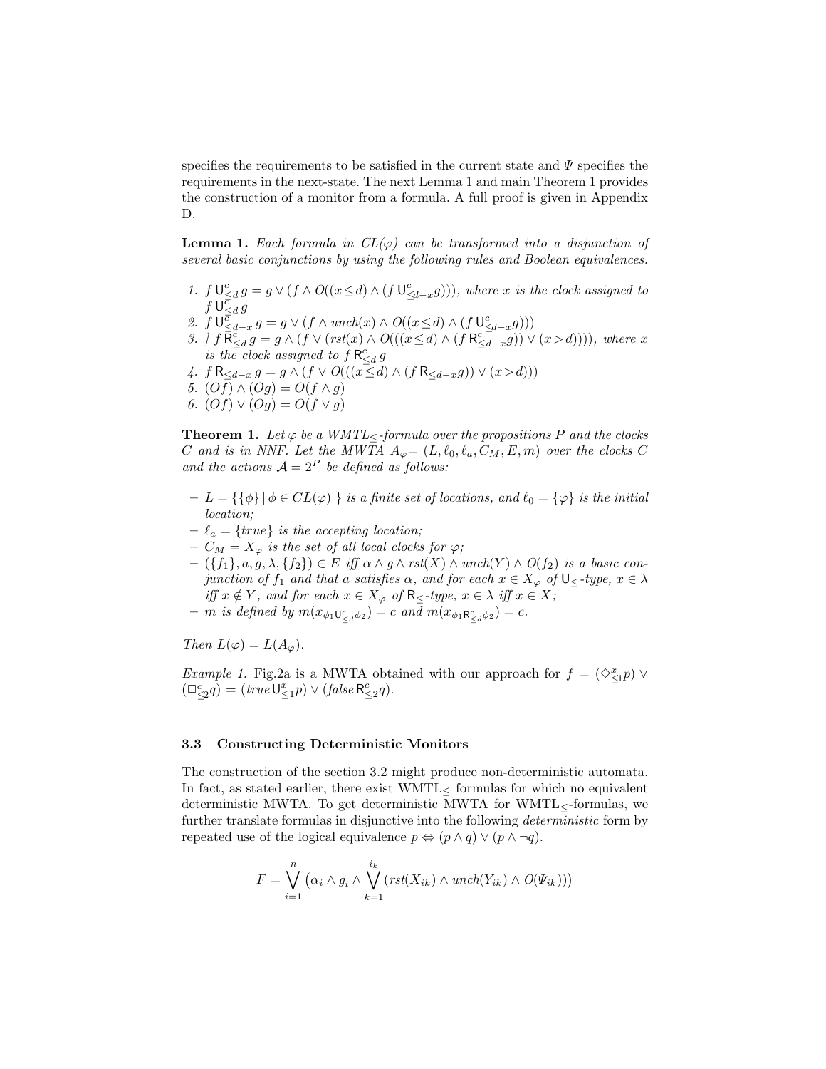specifies the requirements to be satisfied in the current state and $\Psi$ specifies the requirements in the next-state. The next Lemma 1 and main Theorem 1 provides the construction of a monitor from a formula. A full proof is given in Appendix D.

**Lemma 1.** *Each formula in $CL(\varphi)$ can be transformed into a disjunction of several basic conjunctions by using the following rules and Boolean equivalences.*

1. $f\,\mathsf{U}^{c}_{\leq d}\,g = g \vee (f \wedge O((x \leq d) \wedge (f\,\mathsf{U}^{c}_{\leq d-x} g)))$, *where $x$ is the clock assigned to $f\,\mathsf{U}^{c}_{\leq d}\,g$*
2. $f\,\mathsf{U}^{c}_{\leq d-x}\,g = g \vee (f \wedge unch(x) \wedge O((x \leq d) \wedge (f\,\mathsf{U}^{c}_{\leq d-x} g)))$
3. ] $f\,\mathsf{R}^{c}_{\leq d}\,g = g \wedge (f \vee (rst(x) \wedge O(((x \leq d) \wedge (f\,\mathsf{R}^{c}_{\leq d-x} g)) \vee (x > d))))$, *where $x$ is the clock assigned to $f\,\mathsf{R}^{c}_{\leq d}\,g$*
4. $f\,\mathsf{R}_{\leq d-x}\,g = g \wedge (f \vee O(((x \leq d) \wedge (f\,\mathsf{R}_{\leq d-x} g)) \vee (x > d)))$
5. $(Of) \wedge (Og) = O(f \wedge g)$
6. $(Of) \vee (Og) = O(f \vee g)$

**Theorem 1.** *Let $\varphi$ be a WMTL$_{\leq}$-formula over the propositions $P$ and the clocks $C$ and is in NNF. Let the MWTA $A_{\varphi} = (L, \ell_0, \ell_a, C_M, E, m)$ over the clocks $C$ and the actions $\mathcal{A} = 2^P$ be defined as follows:*

- *$L = \{\{\phi\} \mid \phi \in CL(\varphi)\ \}$ is a finite set of locations, and $\ell_0 = \{\varphi\}$ is the initial location;*
- *$\ell_a = \{true\}$ is the accepting location;*
- *$C_M = X_{\varphi}$ is the set of all local clocks for $\varphi$;*
- *$(\{f_1\}, a, g, \lambda, \{f_2\}) \in E$ iff $\alpha \wedge g \wedge rst(X) \wedge unch(Y) \wedge O(f_2)$ is a basic conjunction of $f_1$ and that $a$ satisfies $\alpha$, and for each $x \in X_{\varphi}$ of $\mathsf{U}_{\leq}$-type, $x \in \lambda$ iff $x \notin Y$, and for each $x \in X_{\varphi}$ of $\mathsf{R}_{\leq}$-type, $x \in \lambda$ iff $x \in X$;*
- *$m$ is defined by $m(x_{\phi_1 \mathsf{U}^{c}_{\leq d} \phi_2}) = c$ and $m(x_{\phi_1 \mathsf{R}^{c}_{\leq d} \phi_2}) = c$.*

*Then $L(\varphi) = L(A_{\varphi})$.*

*Example 1.* Fig.2a is a MWTA obtained with our approach for $f = (\Diamond^{x}_{\leq 1} p) \vee (\Box^{c}_{\leq 2} q) = (true\,\mathsf{U}^{x}_{\leq 1} p) \vee (false\,\mathsf{R}^{c}_{\leq 2} q)$.

### 3.3 Constructing Deterministic Monitors

The construction of the section 3.2 might produce non-deterministic automata. In fact, as stated earlier, there exist WMTL$_{\leq}$ formulas for which no equivalent deterministic MWTA. To get deterministic MWTA for WMTL$_{\leq}$-formulas, we further translate formulas in disjunctive into the following *deterministic* form by repeated use of the logical equivalence $p \Leftrightarrow (p \wedge q) \vee (p \wedge \neg q)$.

$$F = \bigvee_{i=1}^{n} \left( \alpha_i \wedge g_i \wedge \bigvee_{k=1}^{i_k} (rst(X_{ik}) \wedge unch(Y_{ik}) \wedge O(\Psi_{ik})) \right)$$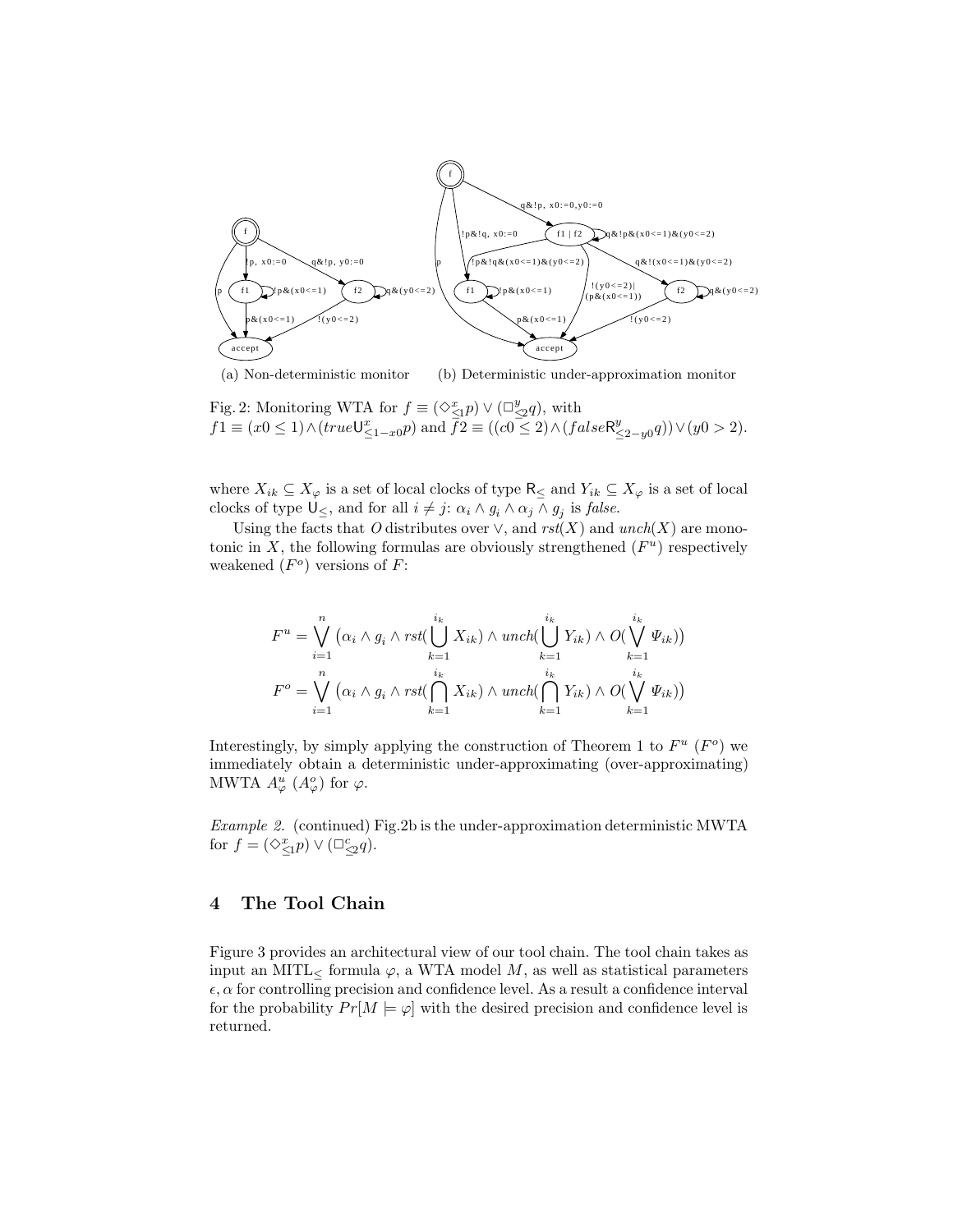(a) Non-deterministic monitor (b) Deterministic under-approximation monitor

Fig. 2: Monitoring WTA for $f \equiv (\Diamond^{x}_{\leq 1} p) \vee (\Box^{y}_{\leq 2} q)$, with $f1 \equiv (x0 \leq 1) \wedge (true \mathsf{U}^{x}_{\leq 1-x0} p)$ and $f2 \equiv ((c0 \leq 2) \wedge (false \mathsf{R}^{y}_{\leq 2-y0} q)) \vee (y0 > 2)$.

where $X_{ik} \subseteq X_\varphi$ is a set of local clocks of type $\mathsf{R}_{\leq}$ and $Y_{ik} \subseteq X_\varphi$ is a set of local clocks of type $\mathsf{U}_{\leq}$, and for all $i \neq j$: $\alpha_i \wedge g_i \wedge \alpha_j \wedge g_j$ is *false*.

Using the facts that $O$ distributes over $\vee$, and $rst(X)$ and $unch(X)$ are monotonic in $X$, the following formulas are obviously strengthened ($F^u$) respectively weakened ($F^o$) versions of $F$:

$$F^u = \bigvee_{i=1}^{n} \big(\alpha_i \wedge g_i \wedge rst(\bigcup_{k=1}^{i_k} X_{ik}) \wedge unch(\bigcup_{k=1}^{i_k} Y_{ik}) \wedge O(\bigvee_{k=1}^{i_k} \Psi_{ik})\big)$$

$$F^o = \bigvee_{i=1}^{n} \big(\alpha_i \wedge g_i \wedge rst(\bigcap_{k=1}^{i_k} X_{ik}) \wedge unch(\bigcap_{k=1}^{i_k} Y_{ik}) \wedge O(\bigvee_{k=1}^{i_k} \Psi_{ik})\big)$$

Interestingly, by simply applying the construction of Theorem 1 to $F^u$ ($F^o$) we immediately obtain a deterministic under-approximating (over-approximating) MWTA $A^u_\varphi$ ($A^o_\varphi$) for $\varphi$.

*Example 2.* (continued) Fig.2b is the under-approximation deterministic MWTA for $f = (\Diamond^{x}_{\leq 1} p) \vee (\Box^{c}_{\leq 2} q)$.

## 4 The Tool Chain

Figure 3 provides an architectural view of our tool chain. The tool chain takes as input an MITL$_{\leq}$ formula $\varphi$, a WTA model $M$, as well as statistical parameters $\epsilon, \alpha$ for controlling precision and confidence level. As a result a confidence interval for the probability $Pr[M \models \varphi]$ with the desired precision and confidence level is returned.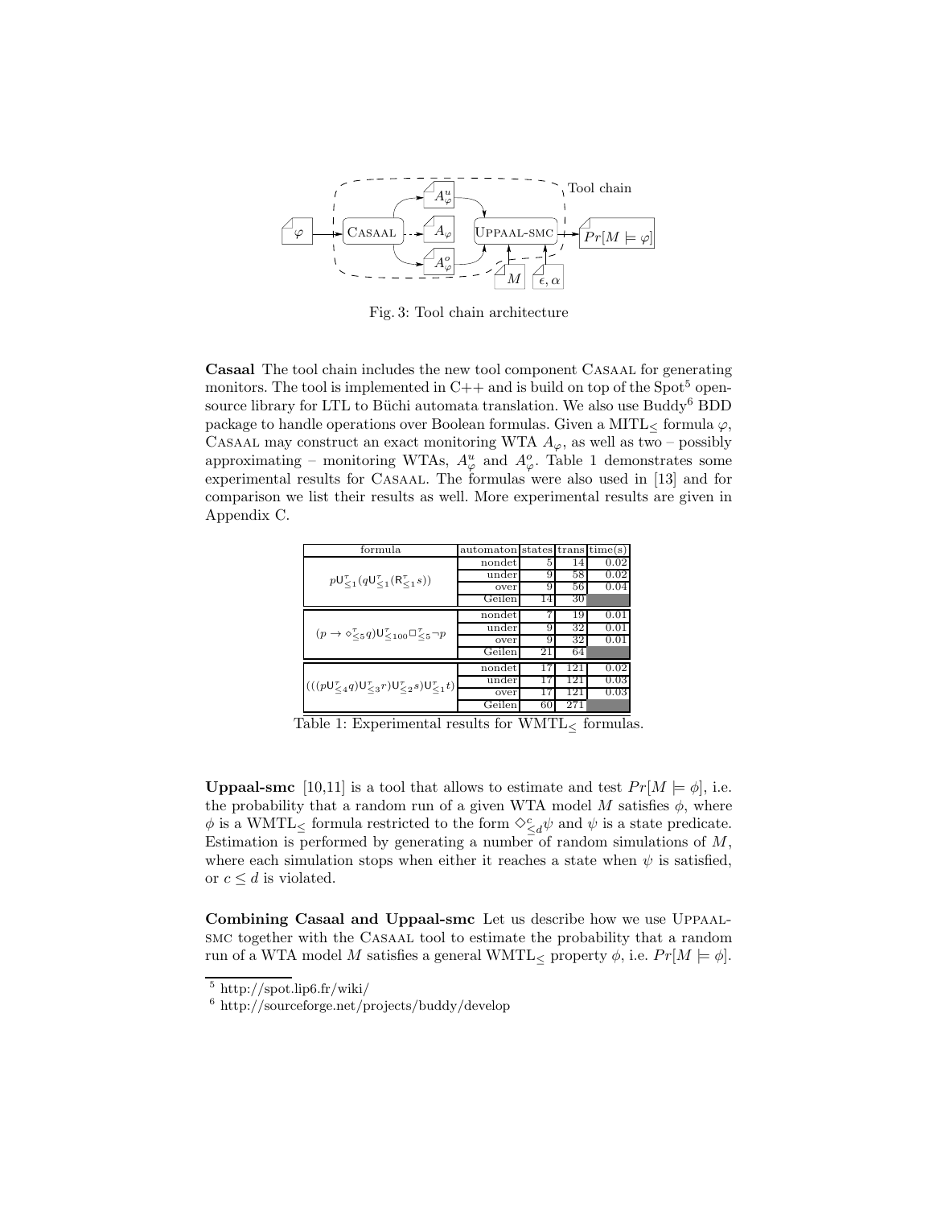Fig. 3: Tool chain architecture

**Casaal** The tool chain includes the new tool component Casaal for generating monitors. The tool is implemented in C++ and is build on top of the Spot[5] open-source library for LTL to Büchi automata translation. We also use Buddy[6] BDD package to handle operations over Boolean formulas. Given a MITL$_{\leq}$ formula $\varphi$, Casaal may construct an exact monitoring WTA $A_\varphi$, as well as two – possibly approximating – monitoring WTAs, $A^u_\varphi$ and $A^o_\varphi$. Table 1 demonstrates some experimental results for Casaal. The formulas were also used in [13] and for comparison we list their results as well. More experimental results are given in Appendix C.

| formula | automaton | states | trans | time(s) |
|---|---|---|---|---|
| $p\mathsf{U}^{\tau}_{\leq 1}(q\mathsf{U}^{\tau}_{\leq 1}(\mathsf{R}^{\tau}_{\leq 1}s))$ | nondet | 5 | 14 | 0.02 |
| | under | 9 | 58 | 0.02 |
| | over | 9 | 56 | 0.04 |
| | Geilen | 14 | 30 | |
| $(p \rightarrow \diamond^{\tau}_{\leq 5}q)\mathsf{U}^{\tau}_{\leq 100}\square^{\tau}_{\leq 5}\neg p$ | nondet | 7 | 19 | 0.01 |
| | under | 9 | 32 | 0.01 |
| | over | 9 | 32 | 0.01 |
| | Geilen | 21 | 64 | |
| $(((p\mathsf{U}^{\tau}_{\leq 4}q)\mathsf{U}^{\tau}_{\leq 3}r)\mathsf{U}^{\tau}_{\leq 2}s)\mathsf{U}^{\tau}_{\leq 1}t)$ | nondet | 17 | 121 | 0.02 |
| | under | 17 | 121 | 0.03 |
| | over | 17 | 121 | 0.03 |
| | Geilen | 60 | 271 | |

Table 1: Experimental results for WMTL$_{\leq}$ formulas.

**Uppaal-smc** [10,11] is a tool that allows to estimate and test $Pr[M \models \phi]$, i.e. the probability that a random run of a given WTA model $M$ satisfies $\phi$, where $\phi$ is a WMTL$_{\leq}$ formula restricted to the form $\diamond^{c}_{\leq d}\psi$ and $\psi$ is a state predicate. Estimation is performed by generating a number of random simulations of $M$, where each simulation stops when either it reaches a state when $\psi$ is satisfied, or $c \leq d$ is violated.

**Combining Casaal and Uppaal-smc** Let us describe how we use Uppaal-smc together with the Casaal tool to estimate the probability that a random run of a WTA model $M$ satisfies a general WMTL$_{\leq}$ property $\phi$, i.e. $Pr[M \models \phi]$.

[5] http://spot.lip6.fr/wiki/

[6] http://sourceforge.net/projects/buddy/develop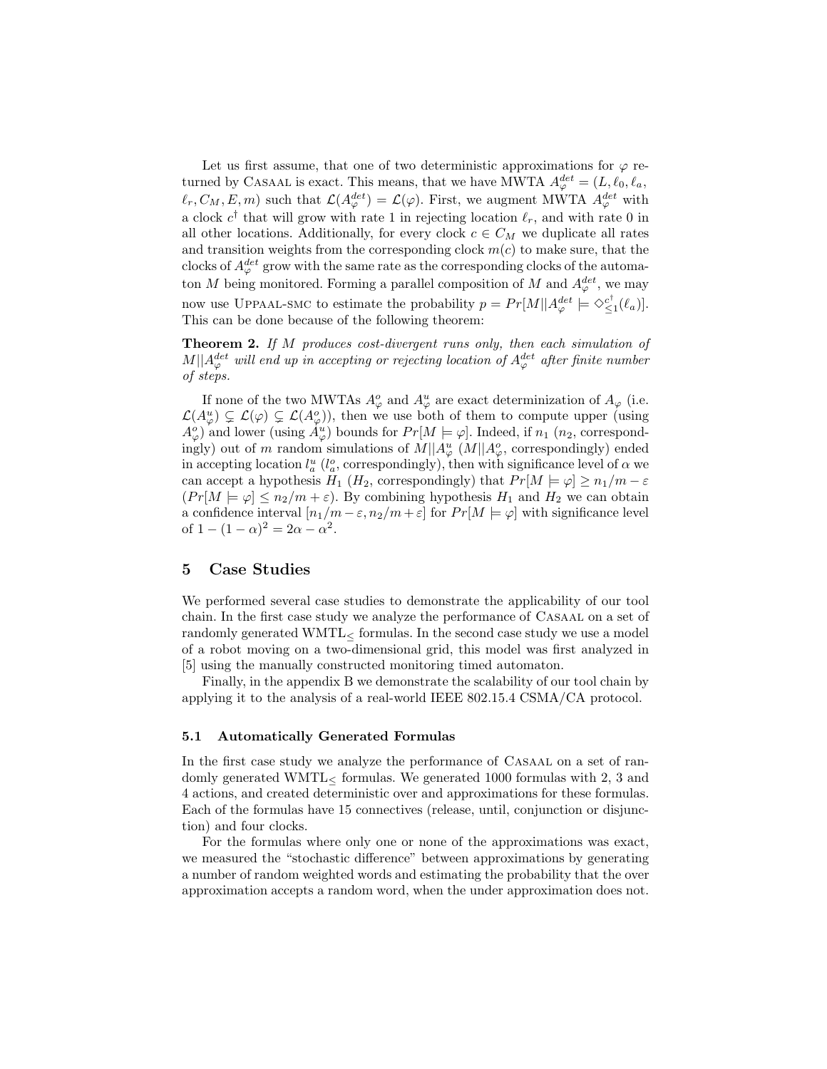Let us first assume, that one of two deterministic approximations for $\varphi$ returned by Casaal is exact. This means, that we have MWTA $A_\varphi^{det} = (L, \ell_0, \ell_a, \ell_r, C_M, E, m)$ such that $\mathcal{L}(A_\varphi^{det}) = \mathcal{L}(\varphi)$. First, we augment MWTA $A_\varphi^{det}$ with a clock $c^\dagger$ that will grow with rate 1 in rejecting location $\ell_r$, and with rate 0 in all other locations. Additionally, for every clock $c \in C_M$ we duplicate all rates and transition weights from the corresponding clock $m(c)$ to make sure, that the clocks of $A_\varphi^{det}$ grow with the same rate as the corresponding clocks of the automaton $M$ being monitored. Forming a parallel composition of $M$ and $A_\varphi^{det}$, we may now use Uppaal-smc to estimate the probability $p = Pr[M||A_\varphi^{det} \models \Diamond_{\leq 1}^{c^\dagger}(\ell_a)]$. This can be done because of the following theorem:

**Theorem 2.** *If $M$ produces cost-divergent runs only, then each simulation of $M||A_\varphi^{det}$ will end up in accepting or rejecting location of $A_\varphi^{det}$ after finite number of steps.*

If none of the two MWTAs $A_\varphi^o$ and $A_\varphi^u$ are exact determinization of $A_\varphi$ (i.e. $\mathcal{L}(A_\varphi^u) \subsetneq \mathcal{L}(\varphi) \subsetneq \mathcal{L}(A_\varphi^o)$), then we use both of them to compute upper (using $A_\varphi^o$) and lower (using $A_\varphi^u$) bounds for $Pr[M \models \varphi]$. Indeed, if $n_1$ ($n_2$, correspondingly) out of $m$ random simulations of $M||A_\varphi^u$ ($M||A_\varphi^o$, correspondingly) ended in accepting location $l_a^u$ ($l_a^o$, correspondingly), then with significance level of $\alpha$ we can accept a hypothesis $H_1$ ($H_2$, correspondingly) that $Pr[M \models \varphi] \geq n_1/m - \varepsilon$ ($Pr[M \models \varphi] \leq n_2/m + \varepsilon$). By combining hypothesis $H_1$ and $H_2$ we can obtain a confidence interval $[n_1/m - \varepsilon, n_2/m + \varepsilon]$ for $Pr[M \models \varphi]$ with significance level of $1 - (1 - \alpha)^2 = 2\alpha - \alpha^2$.

## 5 Case Studies

We performed several case studies to demonstrate the applicability of our tool chain. In the first case study we analyze the performance of Casaal on a set of randomly generated WMTL$_\leq$ formulas. In the second case study we use a model of a robot moving on a two-dimensional grid, this model was first analyzed in [5] using the manually constructed monitoring timed automaton.

Finally, in the appendix B we demonstrate the scalability of our tool chain by applying it to the analysis of a real-world IEEE 802.15.4 CSMA/CA protocol.

### 5.1 Automatically Generated Formulas

In the first case study we analyze the performance of Casaal on a set of randomly generated WMTL$_\leq$ formulas. We generated 1000 formulas with 2, 3 and 4 actions, and created deterministic over and approximations for these formulas. Each of the formulas have 15 connectives (release, until, conjunction or disjunction) and four clocks.

For the formulas where only one or none of the approximations was exact, we measured the "stochastic difference" between approximations by generating a number of random weighted words and estimating the probability that the over approximation accepts a random word, when the under approximation does not.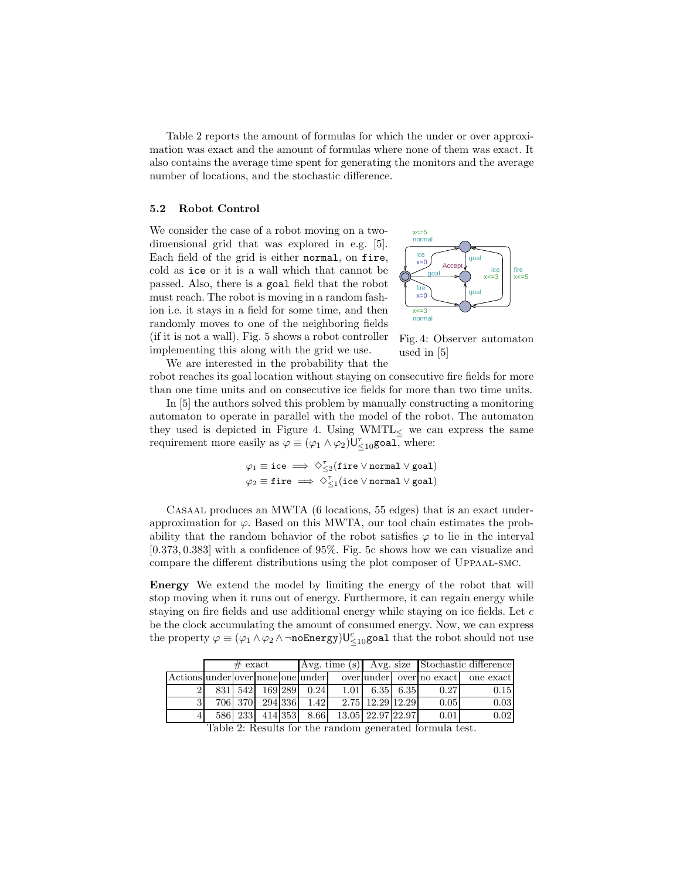Table 2 reports the amount of formulas for which the under or over approximation was exact and the amount of formulas where none of them was exact. It also contains the average time spent for generating the monitors and the average number of locations, and the stochastic difference.

### 5.2 Robot Control

We consider the case of a robot moving on a two-dimensional grid that was explored in e.g. [5]. Each field of the grid is either `normal`, on `fire`, cold as `ice` or it is a wall which that cannot be passed. Also, there is a `goal` field that the robot must reach. The robot is moving in a random fashion i.e. it stays in a field for some time, and then randomly moves to one of the neighboring fields (if it is not a wall). Fig. 5 shows a robot controller implementing this along with the grid we use.

Fig. 4: Observer automaton used in [5]

We are interested in the probability that the robot reaches its goal location without staying on consecutive fire fields for more than one time units and on consecutive ice fields for more than two time units.

In [5] the authors solved this problem by manually constructing a monitoring automaton to operate in parallel with the model of the robot. The automaton they used is depicted in Figure 4. Using WMTL$_\leq$ we can express the same requirement more easily as $\varphi \equiv (\varphi_1 \wedge \varphi_2)\mathsf{U}^{\tau}_{\leq 10}\texttt{goal}$, where:

$$\varphi_1 \equiv \texttt{ice} \implies \Diamond^{\tau}_{\leq 2}(\texttt{fire} \vee \texttt{normal} \vee \texttt{goal})$$
$$\varphi_2 \equiv \texttt{fire} \implies \Diamond^{\tau}_{\leq 1}(\texttt{ice} \vee \texttt{normal} \vee \texttt{goal})$$

Casaal produces an MWTA (6 locations, 55 edges) that is an exact under-approximation for $\varphi$. Based on this MWTA, our tool chain estimates the probability that the random behavior of the robot satisfies $\varphi$ to lie in the interval $[0.373, 0.383]$ with a confidence of 95%. Fig. 5c shows how we can visualize and compare the different distributions using the plot composer of Uppaal-smc.

**Energy** We extend the model by limiting the energy of the robot that will stop moving when it runs out of energy. Furthermore, it can regain energy while staying on fire fields and use additional energy while staying on ice fields. Let $c$ be the clock accumulating the amount of consumed energy. Now, we can express the property $\varphi \equiv (\varphi_1 \wedge \varphi_2 \wedge \neg\texttt{noEnergy})\mathsf{U}^{c}_{\leq 10}\texttt{goal}$ that the robot should not use

| | # exact | | | | Avg. time (s) | | Avg. size | | Stochastic difference | |
|---|---|---|---|---|---|---|---|---|---|---|
| Actions | under | over | none | one | under | over | under | over | no exact | one exact |
| 2 | 831 | 542 | 169 | 289 | 0.24 | 1.01 | 6.35 | 6.35 | 0.27 | 0.15 |
| 3 | 706 | 370 | 294 | 336 | 1.42 | 2.75 | 12.29 | 12.29 | 0.05 | 0.03 |
| 4 | 586 | 233 | 414 | 353 | 8.66 | 13.05 | 22.97 | 22.97 | 0.01 | 0.02 |

Table 2: Results for the random generated formula test.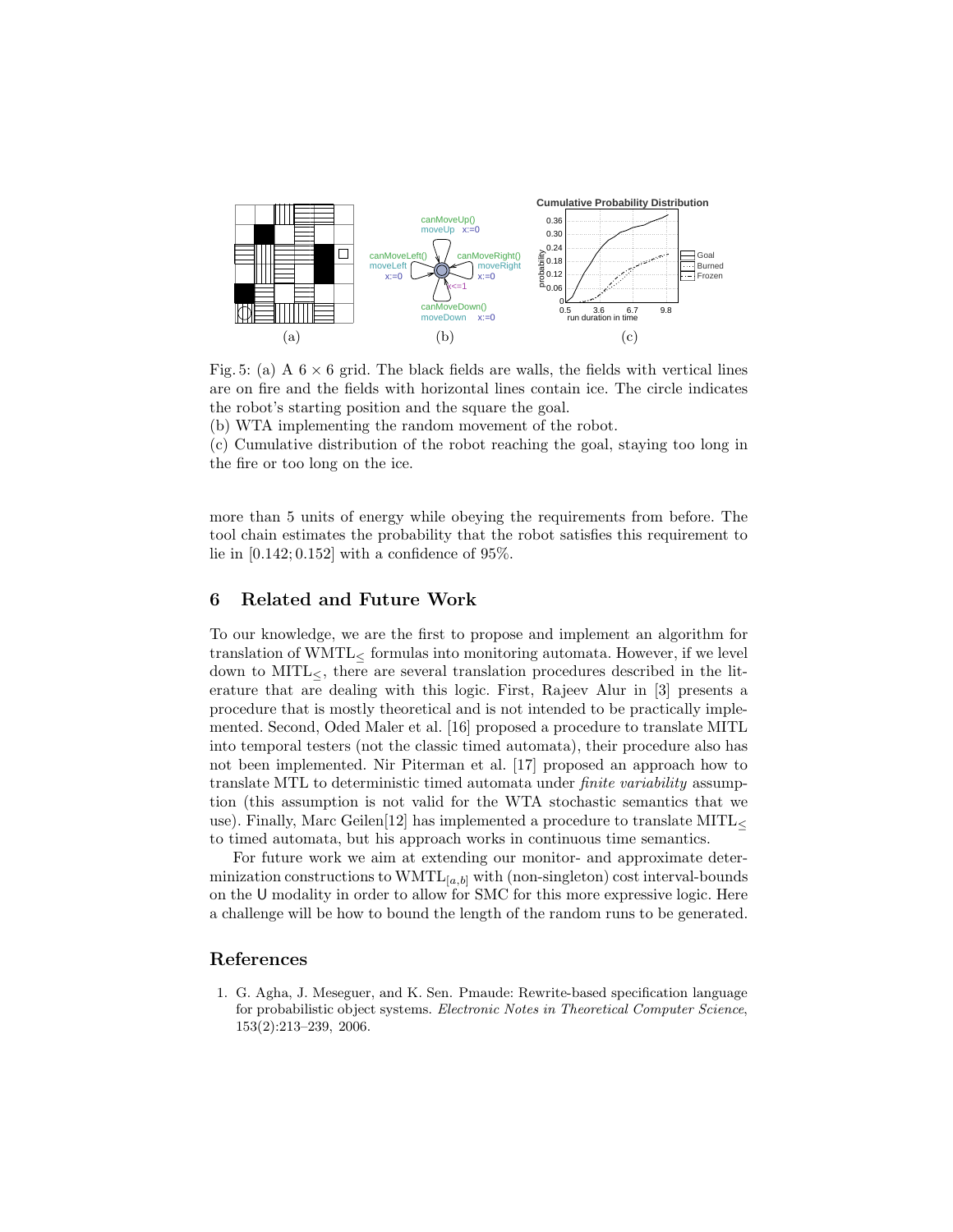Fig. 5: (a) A $6 \times 6$ grid. The black fields are walls, the fields with vertical lines are on fire and the fields with horizontal lines contain ice. The circle indicates the robot's starting position and the square the goal.
(b) WTA implementing the random movement of the robot.
(c) Cumulative distribution of the robot reaching the goal, staying too long in the fire or too long on the ice.

more than 5 units of energy while obeying the requirements from before. The tool chain estimates the probability that the robot satisfies this requirement to lie in $[0.142; 0.152]$ with a confidence of 95%.

## 6 Related and Future Work

To our knowledge, we are the first to propose and implement an algorithm for translation of $\text{WMTL}_{\leq}$ formulas into monitoring automata. However, if we level down to $\text{MITL}_{\leq}$, there are several translation procedures described in the literature that are dealing with this logic. First, Rajeev Alur in [3] presents a procedure that is mostly theoretical and is not intended to be practically implemented. Second, Oded Maler et al. [16] proposed a procedure to translate MITL into temporal testers (not the classic timed automata), their procedure also has not been implemented. Nir Piterman et al. [17] proposed an approach how to translate MTL to deterministic timed automata under *finite variability* assumption (this assumption is not valid for the WTA stochastic semantics that we use). Finally, Marc Geilen[12] has implemented a procedure to translate $\text{MITL}_{\leq}$ to timed automata, but his approach works in continuous time semantics.

For future work we aim at extending our monitor- and approximate determinization constructions to $\text{WMTL}_{[a,b]}$ with (non-singleton) cost interval-bounds on the $\mathsf{U}$ modality in order to allow for SMC for this more expressive logic. Here a challenge will be how to bound the length of the random runs to be generated.

## References

1. G. Agha, J. Meseguer, and K. Sen. Pmaude: Rewrite-based specification language for probabilistic object systems. *Electronic Notes in Theoretical Computer Science*, 153(2):213–239, 2006.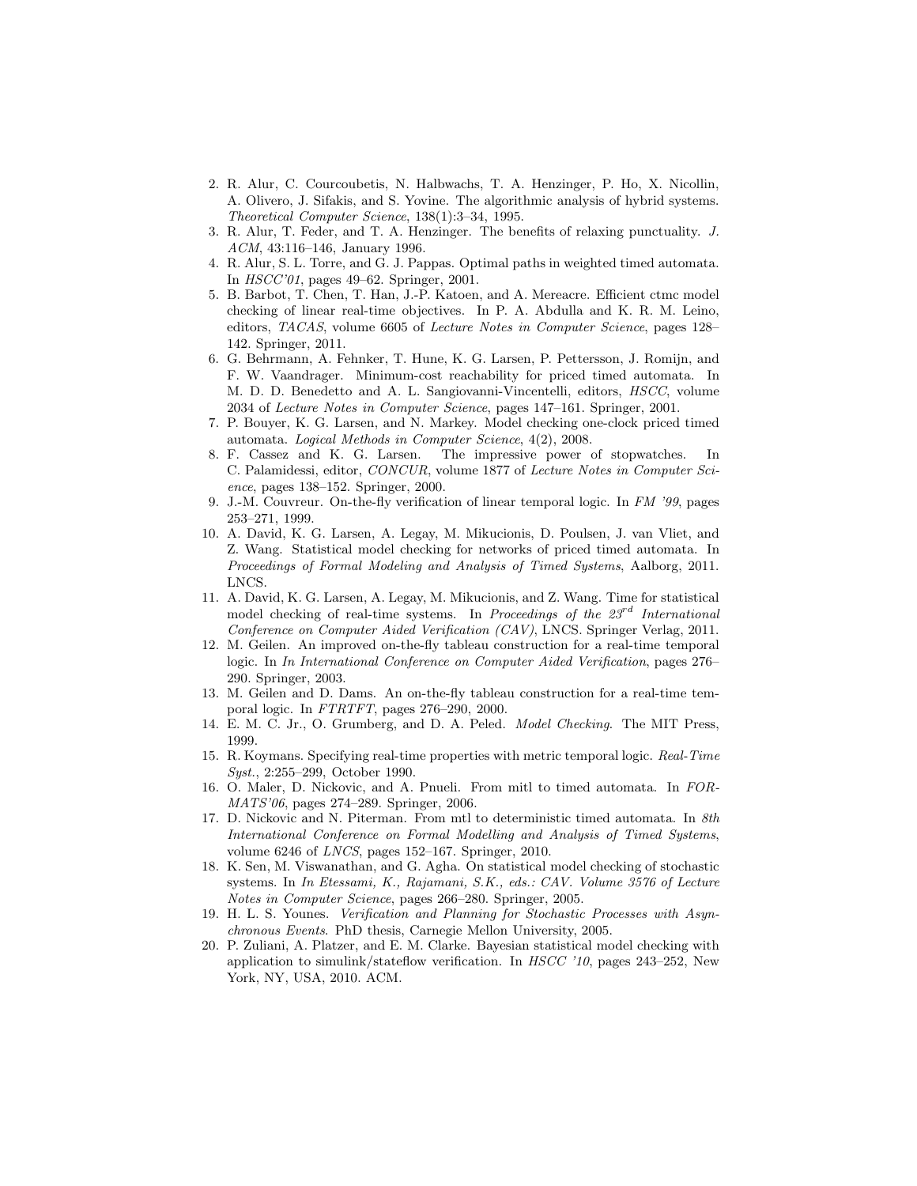2. R. Alur, C. Courcoubetis, N. Halbwachs, T. A. Henzinger, P. Ho, X. Nicollin, A. Olivero, J. Sifakis, and S. Yovine. The algorithmic analysis of hybrid systems. *Theoretical Computer Science*, 138(1):3–34, 1995.
3. R. Alur, T. Feder, and T. A. Henzinger. The benefits of relaxing punctuality. *J. ACM*, 43:116–146, January 1996.
4. R. Alur, S. L. Torre, and G. J. Pappas. Optimal paths in weighted timed automata. In *HSCC'01*, pages 49–62. Springer, 2001.
5. B. Barbot, T. Chen, T. Han, J.-P. Katoen, and A. Mereacre. Efficient ctmc model checking of linear real-time objectives. In P. A. Abdulla and K. R. M. Leino, editors, *TACAS*, volume 6605 of *Lecture Notes in Computer Science*, pages 128–142. Springer, 2011.
6. G. Behrmann, A. Fehnker, T. Hune, K. G. Larsen, P. Pettersson, J. Romijn, and F. W. Vaandrager. Minimum-cost reachability for priced timed automata. In M. D. D. Benedetto and A. L. Sangiovanni-Vincentelli, editors, *HSCC*, volume 2034 of *Lecture Notes in Computer Science*, pages 147–161. Springer, 2001.
7. P. Bouyer, K. G. Larsen, and N. Markey. Model checking one-clock priced timed automata. *Logical Methods in Computer Science*, 4(2), 2008.
8. F. Cassez and K. G. Larsen. The impressive power of stopwatches. In C. Palamidessi, editor, *CONCUR*, volume 1877 of *Lecture Notes in Computer Science*, pages 138–152. Springer, 2000.
9. J.-M. Couvreur. On-the-fly verification of linear temporal logic. In *FM '99*, pages 253–271, 1999.
10. A. David, K. G. Larsen, A. Legay, M. Mikucionis, D. Poulsen, J. van Vliet, and Z. Wang. Statistical model checking for networks of priced timed automata. In *Proceedings of Formal Modeling and Analysis of Timed Systems*, Aalborg, 2011. LNCS.
11. A. David, K. G. Larsen, A. Legay, M. Mikucionis, and Z. Wang. Time for statistical model checking of real-time systems. In *Proceedings of the 23rd International Conference on Computer Aided Verification (CAV)*, LNCS. Springer Verlag, 2011.
12. M. Geilen. An improved on-the-fly tableau construction for a real-time temporal logic. In *In International Conference on Computer Aided Verification*, pages 276–290. Springer, 2003.
13. M. Geilen and D. Dams. An on-the-fly tableau construction for a real-time temporal logic. In *FTRTFT*, pages 276–290, 2000.
14. E. M. C. Jr., O. Grumberg, and D. A. Peled. *Model Checking*. The MIT Press, 1999.
15. R. Koymans. Specifying real-time properties with metric temporal logic. *Real-Time Syst.*, 2:255–299, October 1990.
16. O. Maler, D. Nickovic, and A. Pnueli. From mitl to timed automata. In *FORMATS'06*, pages 274–289. Springer, 2006.
17. D. Nickovic and N. Piterman. From mtl to deterministic timed automata. In *8th International Conference on Formal Modelling and Analysis of Timed Systems*, volume 6246 of *LNCS*, pages 152–167. Springer, 2010.
18. K. Sen, M. Viswanathan, and G. Agha. On statistical model checking of stochastic systems. In *In Etessami, K., Rajamani, S.K., eds.: CAV. Volume 3576 of Lecture Notes in Computer Science*, pages 266–280. Springer, 2005.
19. H. L. S. Younes. *Verification and Planning for Stochastic Processes with Asynchronous Events*. PhD thesis, Carnegie Mellon University, 2005.
20. P. Zuliani, A. Platzer, and E. M. Clarke. Bayesian statistical model checking with application to simulink/stateflow verification. In *HSCC '10*, pages 243–252, New York, NY, USA, 2010. ACM.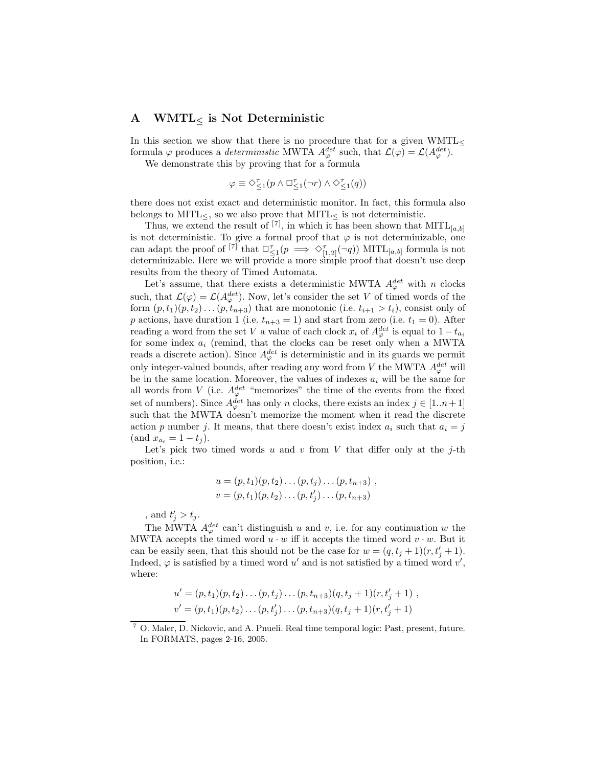## A WMTL$_\leq$ is Not Deterministic

In this section we show that there is no procedure that for a given WMTL$_\leq$ formula $\varphi$ produces a *deterministic* MWTA $A^{det}_\varphi$ such, that $\mathcal{L}(\varphi) = \mathcal{L}(A^{det}_\varphi)$.

We demonstrate this by proving that for a formula

$$\varphi \equiv \Diamond^\tau_{\leq 1}(p \wedge \Box^\tau_{\leq 1}(\neg r) \wedge \Diamond^\tau_{\leq 1}(q))$$

there does not exist exact and deterministic monitor. In fact, this formula also belongs to MITL$_\leq$, so we also prove that MITL$_\leq$ is not deterministic.

Thus, we extend the result of [7], in which it has been shown that MITL$_{[a,b]}$ is not deterministic. To give a formal proof that $\varphi$ is not determinizable, one can adapt the proof of [7] that $\Box^\tau_{\leq 1}(p \implies \Diamond^\tau_{[1,2]}(\neg q))$ MITL$_{[a,b]}$ formula is not determinizable. Here we will provide a more simple proof that doesn't use deep results from the theory of Timed Automata.

Let's assume, that there exists a deterministic MWTA $A^{det}_\varphi$ with $n$ clocks such, that $\mathcal{L}(\varphi) = \mathcal{L}(A^{det}_\varphi)$. Now, let's consider the set $V$ of timed words of the form $(p, t_1)(p, t_2) \ldots (p, t_{n+3})$ that are monotonic (i.e. $t_{i+1} > t_i$), consist only of $p$ actions, have duration 1 (i.e. $t_{n+3} = 1$) and start from zero (i.e. $t_1 = 0$). After reading a word from the set $V$ a value of each clock $x_i$ of $A^{det}_\varphi$ is equal to $1 - t_{a_i}$ for some index $a_i$ (remind, that the clocks can be reset only when a MWTA reads a discrete action). Since $A^{det}_\varphi$ is deterministic and in its guards we permit only integer-valued bounds, after reading any word from $V$ the MWTA $A^{det}_\varphi$ will be in the same location. Moreover, the values of indexes $a_i$ will be the same for all words from $V$ (i.e. $A^{det}_\varphi$ "memorizes" the time of the events from the fixed set of numbers). Since $A^{det}_\varphi$ has only $n$ clocks, there exists an index $j \in [1..n+1]$ such that the MWTA doesn't memorize the moment when it read the discrete action $p$ number $j$. It means, that there doesn't exist index $a_i$ such that $a_i = j$ (and $x_{a_i} = 1 - t_j$).

Let's pick two timed words $u$ and $v$ from $V$ that differ only at the $j$-th position, i.e.:

$$u = (p, t_1)(p, t_2) \ldots (p, t_j) \ldots (p, t_{n+3}) \ ,$$
$$v = (p, t_1)(p, t_2) \ldots (p, t'_j) \ldots (p, t_{n+3})$$

, and $t'_j > t_j$.

The MWTA $A^{det}_\varphi$ can't distinguish $u$ and $v$, i.e. for any continuation $w$ the MWTA accepts the timed word $u \cdot w$ iff it accepts the timed word $v \cdot w$. But it can be easily seen, that this should not be the case for $w = (q, t_j + 1)(r, t'_j + 1)$. Indeed, $\varphi$ is satisfied by a timed word $u'$ and is not satisfied by a timed word $v'$, where:

$$u' = (p, t_1)(p, t_2) \ldots (p, t_j) \ldots (p, t_{n+3})(q, t_j + 1)(r, t'_j + 1) \ ,$$
$$v' = (p, t_1)(p, t_2) \ldots (p, t'_j) \ldots (p, t_{n+3})(q, t_j + 1)(r, t'_j + 1)$$

[7] O. Maler, D. Nickovic, and A. Pnueli. Real time temporal logic: Past, present, future. In FORMATS, pages 2-16, 2005.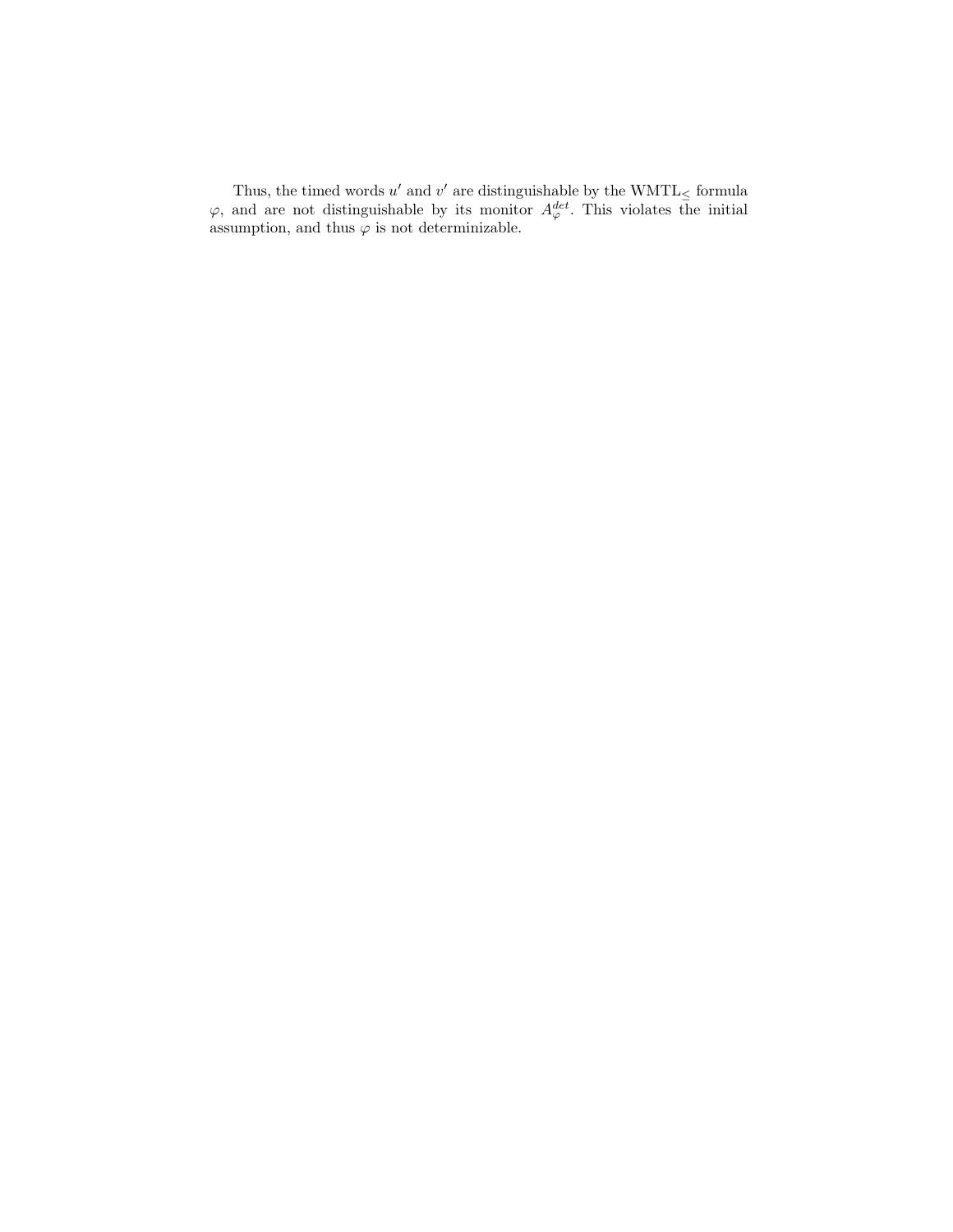Thus, the timed words $u'$ and $v'$ are distinguishable by the $\mathrm{WMTL}_{\leq}$ formula $\varphi$, and are not distinguishable by its monitor $A_{\varphi}^{det}$. This violates the initial assumption, and thus $\varphi$ is not determinizable.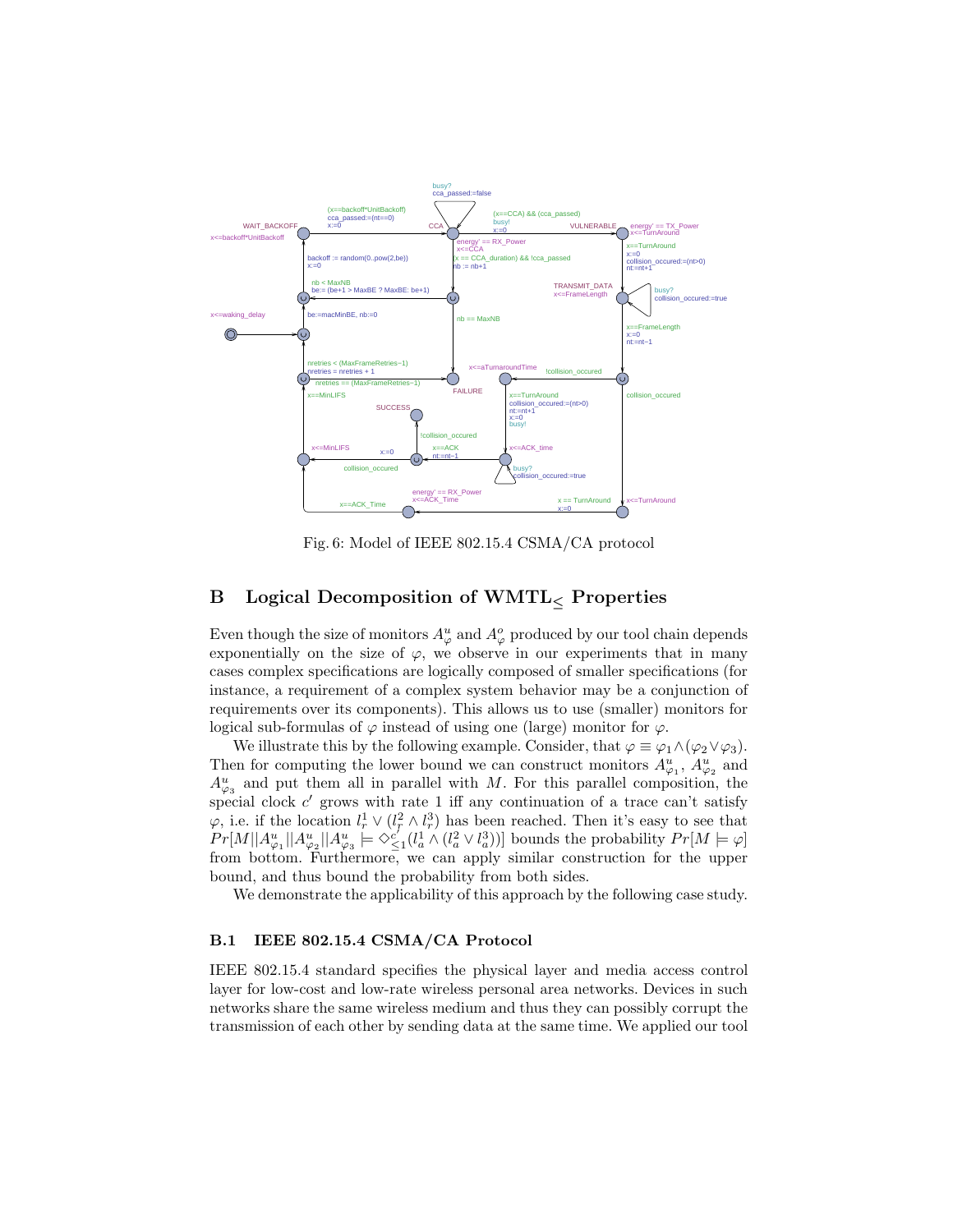Fig. 6: Model of IEEE 802.15.4 CSMA/CA protocol

## B Logical Decomposition of WMTL$_{\leq}$ Properties

Even though the size of monitors $A^u_\varphi$ and $A^o_\varphi$ produced by our tool chain depends exponentially on the size of $\varphi$, we observe in our experiments that in many cases complex specifications are logically composed of smaller specifications (for instance, a requirement of a complex system behavior may be a conjunction of requirements over its components). This allows us to use (smaller) monitors for logical sub-formulas of $\varphi$ instead of using one (large) monitor for $\varphi$.

We illustrate this by the following example. Consider, that $\varphi \equiv \varphi_1 \wedge (\varphi_2 \vee \varphi_3)$. Then for computing the lower bound we can construct monitors $A^u_{\varphi_1}$, $A^u_{\varphi_2}$ and $A^u_{\varphi_3}$ and put them all in parallel with $M$. For this parallel composition, the special clock $c'$ grows with rate 1 iff any continuation of a trace can't satisfy $\varphi$, i.e. if the location $l^1_r \vee (l^2_r \wedge l^3_r)$ has been reached. Then it's easy to see that $Pr[M||A^u_{\varphi_1}||A^u_{\varphi_2}||A^u_{\varphi_3} \models \Diamond^{c'}_{\leq 1}(l^1_a \wedge (l^2_a \vee l^3_a))]$ bounds the probability $Pr[M \models \varphi]$ from bottom. Furthermore, we can apply similar construction for the upper bound, and thus bound the probability from both sides.

We demonstrate the applicability of this approach by the following case study.

### B.1 IEEE 802.15.4 CSMA/CA Protocol

IEEE 802.15.4 standard specifies the physical layer and media access control layer for low-cost and low-rate wireless personal area networks. Devices in such networks share the same wireless medium and thus they can possibly corrupt the transmission of each other by sending data at the same time. We applied our tool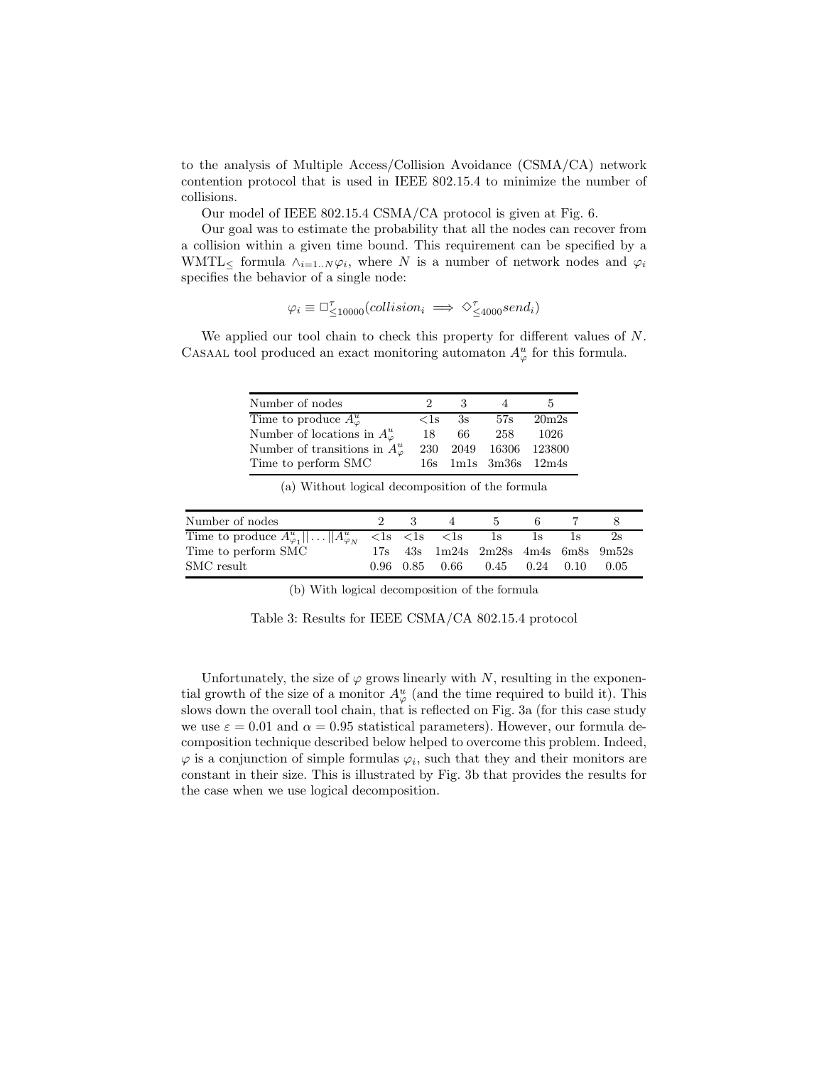to the analysis of Multiple Access/Collision Avoidance (CSMA/CA) network contention protocol that is used in IEEE 802.15.4 to minimize the number of collisions.

Our model of IEEE 802.15.4 CSMA/CA protocol is given at Fig. 6.

Our goal was to estimate the probability that all the nodes can recover from a collision within a given time bound. This requirement can be specified by a WMTL$_\leq$ formula $\wedge_{i=1..N}\varphi_i$, where $N$ is a number of network nodes and $\varphi_i$ specifies the behavior of a single node:

$$\varphi_i \equiv \Box^{\tau}_{\leq 10000}(collision_i \implies \Diamond^{\tau}_{\leq 4000} send_i)$$

We applied our tool chain to check this property for different values of $N$. Casaal tool produced an exact monitoring automaton $A^u_\varphi$ for this formula.

| Number of nodes | 2 | 3 | 4 | 5 |
|---|---|---|---|---|
| Time to produce $A^u_\varphi$ | <1s | 3s | 57s | 20m2s |
| Number of locations in $A^u_\varphi$ | 18 | 66 | 258 | 1026 |
| Number of transitions in $A^u_\varphi$ | 230 | 2049 | 16306 | 123800 |
| Time to perform SMC | 16s | 1m1s | 3m36s | 12m4s |

(a) Without logical decomposition of the formula

| Number of nodes | 2 | 3 | 4 | 5 | 6 | 7 | 8 |
|---|---|---|---|---|---|---|---|
| Time to produce $A^u_{\varphi_1}\|\ldots\|A^u_{\varphi_N}$ | <1s | <1s | <1s | 1s | 1s | 1s | 2s |
| Time to perform SMC | 17s | 43s | 1m24s | 2m28s | 4m4s | 6m8s | 9m52s |
| SMC result | 0.96 | 0.85 | 0.66 | 0.45 | 0.24 | 0.10 | 0.05 |

(b) With logical decomposition of the formula

Table 3: Results for IEEE CSMA/CA 802.15.4 protocol

Unfortunately, the size of $\varphi$ grows linearly with $N$, resulting in the exponential growth of the size of a monitor $A^u_\varphi$ (and the time required to build it). This slows down the overall tool chain, that is reflected on Fig. 3a (for this case study we use $\varepsilon = 0.01$ and $\alpha = 0.95$ statistical parameters). However, our formula decomposition technique described below helped to overcome this problem. Indeed, $\varphi$ is a conjunction of simple formulas $\varphi_i$, such that they and their monitors are constant in their size. This is illustrated by Fig. 3b that provides the results for the case when we use logical decomposition.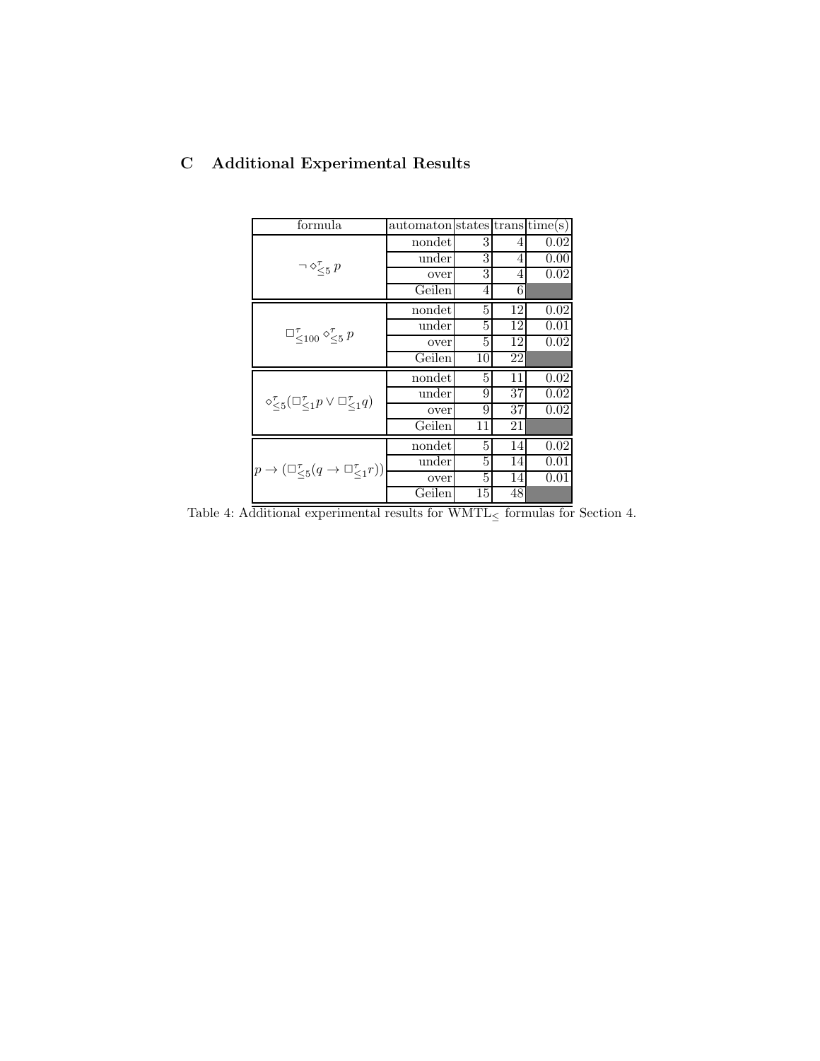## C Additional Experimental Results

| formula | automaton | states | trans | time(s) |
|---|---|---|---|---|
| $\neg \diamond^{\tau}_{\leq 5}\, p$ | nondet | 3 | 4 | 0.02 |
| | under | 3 | 4 | 0.00 |
| | over | 3 | 4 | 0.02 |
| | Geilen | 4 | 6 | |
| $\square^{\tau}_{\leq 100} \diamond^{\tau}_{\leq 5}\, p$ | nondet | 5 | 12 | 0.02 |
| | under | 5 | 12 | 0.01 |
| | over | 5 | 12 | 0.02 |
| | Geilen | 10 | 22 | |
| $\diamond^{\tau}_{\leq 5}(\square^{\tau}_{\leq 1} p \vee \square^{\tau}_{\leq 1} q)$ | nondet | 5 | 11 | 0.02 |
| | under | 9 | 37 | 0.02 |
| | over | 9 | 37 | 0.02 |
| | Geilen | 11 | 21 | |
| $p \to (\square^{\tau}_{\leq 5}(q \to \square^{\tau}_{\leq 1} r))$ | nondet | 5 | 14 | 0.02 |
| | under | 5 | 14 | 0.01 |
| | over | 5 | 14 | 0.01 |
| | Geilen | 15 | 48 | |

Table 4: Additional experimental results for $\mathrm{WMTL}_{\leq}$ formulas for Section 4.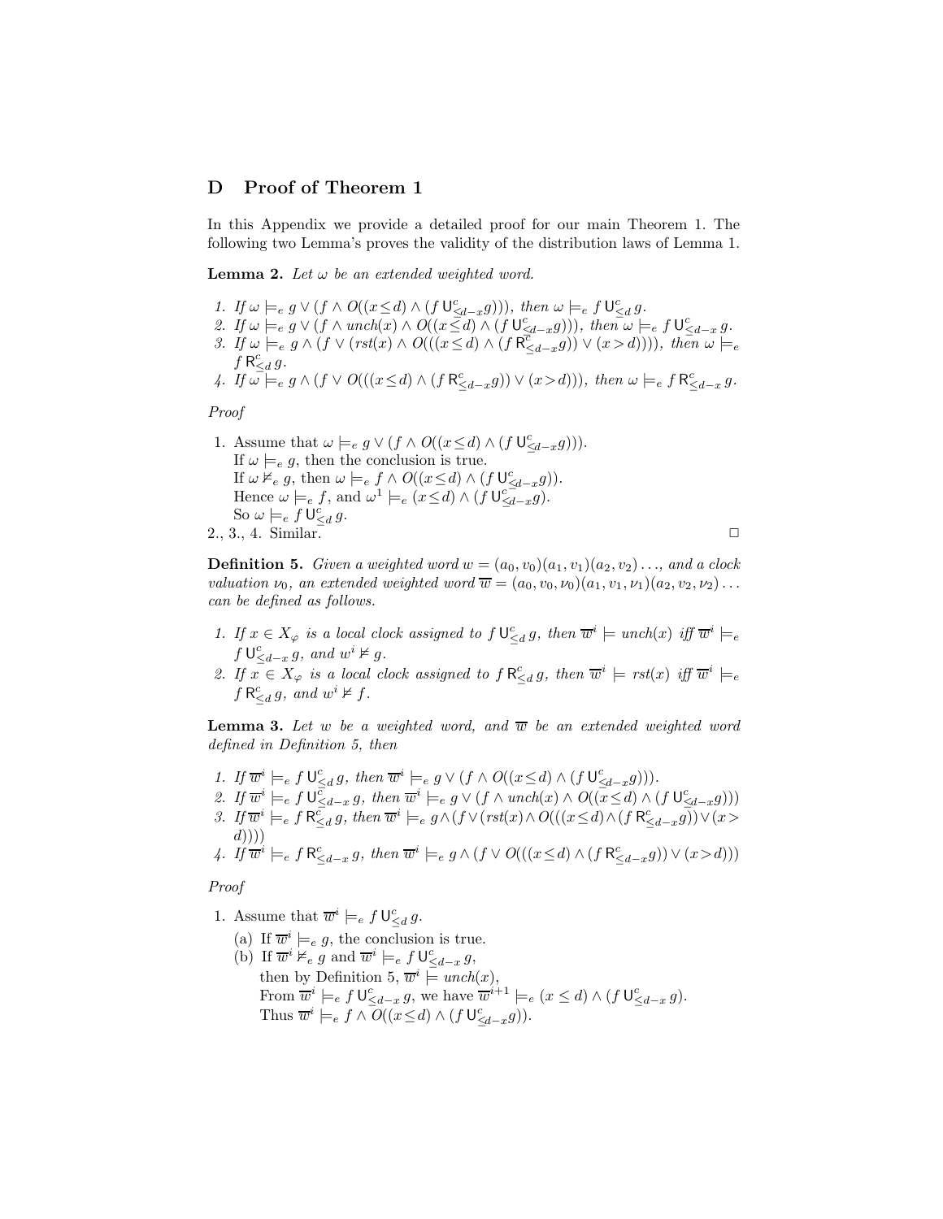## D Proof of Theorem 1

In this Appendix we provide a detailed proof for our main Theorem 1. The following two Lemma's proves the validity of the distribution laws of Lemma 1.

**Lemma 2.** *Let $\omega$ be an extended weighted word.*

1. *If $\omega \models_e g \vee (f \wedge O((x \leq d) \wedge (f \,\mathsf{U}^c_{\leq d-x} g)))$, then $\omega \models_e f \,\mathsf{U}^c_{\leq d}\, g$.*
2. *If $\omega \models_e g \vee (f \wedge unch(x) \wedge O((x \leq d) \wedge (f \,\mathsf{U}^c_{\leq d-x} g)))$, then $\omega \models_e f \,\mathsf{U}^c_{\leq d-x}\, g$.*
3. *If $\omega \models_e g \wedge (f \vee (rst(x) \wedge O(((x \leq d) \wedge (f \,\mathsf{R}^c_{\leq d-x} g)) \vee (x > d))))$, then $\omega \models_e f \,\mathsf{R}^c_{\leq d}\, g$.*
4. *If $\omega \models_e g \wedge (f \vee O(((x \leq d) \wedge (f \,\mathsf{R}^c_{\leq d-x} g)) \vee (x > d)))$, then $\omega \models_e f \,\mathsf{R}^c_{\leq d-x}\, g$.*

*Proof*

1. Assume that $\omega \models_e g \vee (f \wedge O((x \leq d) \wedge (f \,\mathsf{U}^c_{\leq d-x} g)))$.
   If $\omega \models_e g$, then the conclusion is true.
   If $\omega \not\models_e g$, then $\omega \models_e f \wedge O((x \leq d) \wedge (f \,\mathsf{U}^c_{\leq d-x} g))$.
   Hence $\omega \models_e f$, and $\omega^1 \models_e (x \leq d) \wedge (f \,\mathsf{U}^c_{\leq d-x} g)$.
   So $\omega \models_e f \,\mathsf{U}^c_{\leq d}\, g$.

2., 3., 4. Similar. □

**Definition 5.** *Given a weighted word $w = (a_0, v_0)(a_1, v_1)(a_2, v_2)\ldots$, and a clock valuation $\nu_0$, an extended weighted word $\overline{w} = (a_0, v_0, \nu_0)(a_1, v_1, \nu_1)(a_2, v_2, \nu_2)\ldots$ can be defined as follows.*

1. *If $x \in X_\varphi$ is a local clock assigned to $f \,\mathsf{U}^c_{\leq d}\, g$, then $\overline{w}^i \models unch(x)$ iff $\overline{w}^i \models_e f \,\mathsf{U}^c_{\leq d-x}\, g$, and $w^i \not\models g$.*
2. *If $x \in X_\varphi$ is a local clock assigned to $f \,\mathsf{R}^c_{\leq d}\, g$, then $\overline{w}^i \models rst(x)$ iff $\overline{w}^i \models_e f \,\mathsf{R}^c_{\leq d}\, g$, and $w^i \not\models f$.*

**Lemma 3.** *Let $w$ be a weighted word, and $\overline{w}$ be an extended weighted word defined in Definition 5, then*

1. *If $\overline{w}^i \models_e f \,\mathsf{U}^c_{\leq d}\, g$, then $\overline{w}^i \models_e g \vee (f \wedge O((x \leq d) \wedge (f \,\mathsf{U}^c_{\leq d-x} g)))$.*
2. *If $\overline{w}^i \models_e f \,\mathsf{U}^c_{\leq d-x}\, g$, then $\overline{w}^i \models_e g \vee (f \wedge unch(x) \wedge O((x \leq d) \wedge (f \,\mathsf{U}^c_{\leq d-x} g)))$*
3. *If $\overline{w}^i \models_e f \,\mathsf{R}^c_{\leq d}\, g$, then $\overline{w}^i \models_e g \wedge (f \vee (rst(x) \wedge O(((x \leq d) \wedge (f \,\mathsf{R}^c_{\leq d-x} g)) \vee (x > d))))$*
4. *If $\overline{w}^i \models_e f \,\mathsf{R}^c_{\leq d-x}\, g$, then $\overline{w}^i \models_e g \wedge (f \vee O(((x \leq d) \wedge (f \,\mathsf{R}^c_{\leq d-x} g)) \vee (x > d)))$*

*Proof*

1. Assume that $\overline{w}^i \models_e f \,\mathsf{U}^c_{\leq d}\, g$.
   (a) If $\overline{w}^i \models_e g$, the conclusion is true.
   (b) If $\overline{w}^i \not\models_e g$ and $\overline{w}^i \models_e f \,\mathsf{U}^c_{\leq d-x}\, g$,
   then by Definition 5, $\overline{w}^i \models unch(x)$,
   From $\overline{w}^i \models_e f \,\mathsf{U}^c_{\leq d-x}\, g$, we have $\overline{w}^{i+1} \models_e (x \leq d) \wedge (f \,\mathsf{U}^c_{\leq d-x}\, g)$.
   Thus $\overline{w}^i \models_e f \wedge O((x \leq d) \wedge (f \,\mathsf{U}^c_{\leq d-x} g))$.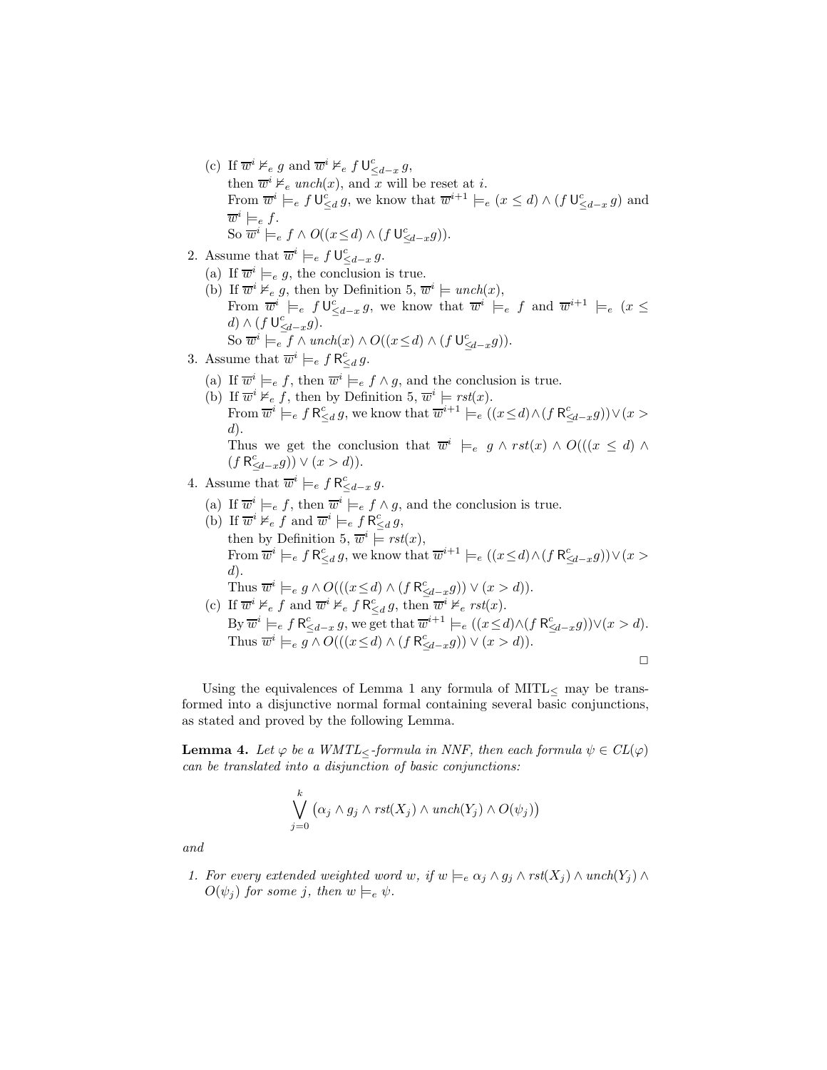(c) If $\overline{w}^i \not\models_e g$ and $\overline{w}^i \not\models_e f\,\mathsf{U}^c_{\leq d-x}\,g$,
then $\overline{w}^i \not\models_e unch(x)$, and $x$ will be reset at $i$.
From $\overline{w}^i \models_e f\,\mathsf{U}^c_{\leq d}\,g$, we know that $\overline{w}^{i+1} \models_e (x \leq d) \wedge (f\,\mathsf{U}^c_{\leq d-x}\,g)$ and $\overline{w}^i \models_e f$.
So $\overline{w}^i \models_e f \wedge O((x \leq d) \wedge (f\,\mathsf{U}^c_{\leq d-x} g))$.

2. Assume that $\overline{w}^i \models_e f\,\mathsf{U}^c_{\leq d-x}\,g$.
   (a) If $\overline{w}^i \models_e g$, the conclusion is true.
   (b) If $\overline{w}^i \not\models_e g$, then by Definition 5, $\overline{w}^i \models unch(x)$,
   From $\overline{w}^i \models_e f\,\mathsf{U}^c_{\leq d-x}\,g$, we know that $\overline{w}^i \models_e f$ and $\overline{w}^{i+1} \models_e (x \leq d) \wedge (f\,\mathsf{U}^c_{\leq d-x} g)$.
   So $\overline{w}^i \models_e f \wedge unch(x) \wedge O((x \leq d) \wedge (f\,\mathsf{U}^c_{\leq d-x} g))$.
3. Assume that $\overline{w}^i \models_e f\,\mathsf{R}^c_{\leq d}\,g$.
   (a) If $\overline{w}^i \models_e f$, then $\overline{w}^i \models_e f \wedge g$, and the conclusion is true.
   (b) If $\overline{w}^i \not\models_e f$, then by Definition 5, $\overline{w}^i \models rst(x)$.
   From $\overline{w}^i \models_e f\,\mathsf{R}^c_{\leq d}\,g$, we know that $\overline{w}^{i+1} \models_e ((x \leq d) \wedge (f\,\mathsf{R}^c_{\leq d-x} g)) \vee (x > d)$.
   Thus we get the conclusion that $\overline{w}^i \models_e g \wedge rst(x) \wedge O(((x \leq d) \wedge (f\,\mathsf{R}^c_{\leq d-x} g)) \vee (x > d))$.
4. Assume that $\overline{w}^i \models_e f\,\mathsf{R}^c_{\leq d-x}\,g$.
   (a) If $\overline{w}^i \models_e f$, then $\overline{w}^i \models_e f \wedge g$, and the conclusion is true.
   (b) If $\overline{w}^i \not\models_e f$ and $\overline{w}^i \models_e f\,\mathsf{R}^c_{\leq d}\,g$,
   then by Definition 5, $\overline{w}^i \models rst(x)$,
   From $\overline{w}^i \models_e f\,\mathsf{R}^c_{\leq d}\,g$, we know that $\overline{w}^{i+1} \models_e ((x \leq d) \wedge (f\,\mathsf{R}^c_{\leq d-x} g)) \vee (x > d)$.
   Thus $\overline{w}^i \models_e g \wedge O(((x \leq d) \wedge (f\,\mathsf{R}^c_{\leq d-x} g)) \vee (x > d))$.
   (c) If $\overline{w}^i \not\models_e f$ and $\overline{w}^i \not\models_e f\,\mathsf{R}^c_{\leq d}\,g$, then $\overline{w}^i \not\models_e rst(x)$.
   By $\overline{w}^i \models_e f\,\mathsf{R}^c_{\leq d-x}\,g$, we get that $\overline{w}^{i+1} \models_e ((x \leq d) \wedge (f\,\mathsf{R}^c_{\leq d-x} g)) \vee (x > d)$.
   Thus $\overline{w}^i \models_e g \wedge O(((x \leq d) \wedge (f\,\mathsf{R}^c_{\leq d-x} g)) \vee (x > d))$.

□

Using the equivalences of Lemma 1 any formula of MITL$_\leq$ may be transformed into a disjunctive normal formal containing several basic conjunctions, as stated and proved by the following Lemma.

**Lemma 4.** *Let $\varphi$ be a WMTL$_\leq$-formula in NNF, then each formula $\psi \in CL(\varphi)$ can be translated into a disjunction of basic conjunctions:*

$$\bigvee_{j=0}^{k} \big(\alpha_j \wedge g_j \wedge rst(X_j) \wedge unch(Y_j) \wedge O(\psi_j)\big)$$

*and*

1. *For every extended weighted word $w$, if $w \models_e \alpha_j \wedge g_j \wedge rst(X_j) \wedge unch(Y_j) \wedge O(\psi_j)$ for some $j$, then $w \models_e \psi$.*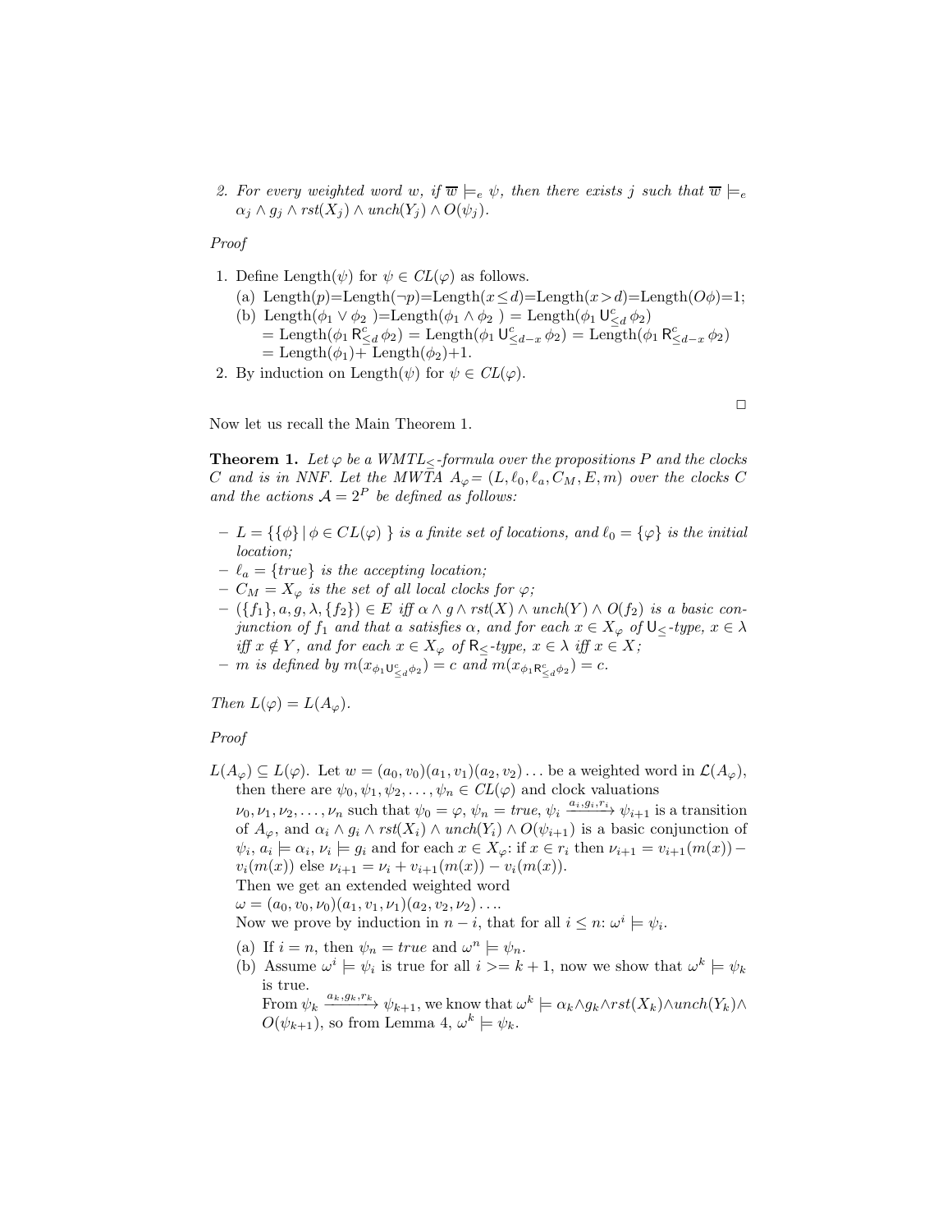2. *For every weighted word $w$, if $\overline{w} \models_e \psi$, then there exists $j$ such that $\overline{w} \models_e \alpha_j \wedge g_j \wedge rst(X_j) \wedge unch(Y_j) \wedge O(\psi_j)$.*

*Proof*

1. Define Length($\psi$) for $\psi \in CL(\varphi)$ as follows.
   (a) Length($p$)=Length($\neg p$)=Length($x \leq d$)=Length($x > d$)=Length($O\phi$)=1;
   (b) Length($\phi_1 \vee \phi_2$ )=Length($\phi_1 \wedge \phi_2$ ) = Length($\phi_1 \, \mathsf{U}^c_{\leq d} \, \phi_2$)
   = Length($\phi_1 \, \mathsf{R}^c_{\leq d} \, \phi_2$) = Length($\phi_1 \, \mathsf{U}^c_{\leq d-x} \, \phi_2$) = Length($\phi_1 \, \mathsf{R}^c_{\leq d-x} \, \phi_2$)
   = Length($\phi_1$)+ Length($\phi_2$)+1.
2. By induction on Length($\psi$) for $\psi \in CL(\varphi)$.

□

Now let us recall the Main Theorem 1.

**Theorem 1.** *Let $\varphi$ be a WMTL$_{\leq}$-formula over the propositions $P$ and the clocks $C$ and is in NNF. Let the MWTA $A_\varphi = (L, \ell_0, \ell_a, C_M, E, m)$ over the clocks $C$ and the actions $\mathcal{A} = 2^P$ be defined as follows:*

- *$L = \{\{\phi\} \mid \phi \in CL(\varphi)\}$ is a finite set of locations, and $\ell_0 = \{\varphi\}$ is the initial location;*
- *$\ell_a = \{true\}$ is the accepting location;*
- *$C_M = X_\varphi$ is the set of all local clocks for $\varphi$;*
- *$(\{f_1\}, a, g, \lambda, \{f_2\}) \in E$ iff $\alpha \wedge g \wedge rst(X) \wedge unch(Y) \wedge O(f_2)$ is a basic conjunction of $f_1$ and that $a$ satisfies $\alpha$, and for each $x \in X_\varphi$ of $\mathsf{U}_{\leq}$-type, $x \in \lambda$ iff $x \notin Y$, and for each $x \in X_\varphi$ of $\mathsf{R}_{\leq}$-type, $x \in \lambda$ iff $x \in X$;*
- *$m$ is defined by $m(x_{\phi_1 \mathsf{U}^c_{\leq d} \phi_2}) = c$ and $m(x_{\phi_1 \mathsf{R}^c_{\leq d} \phi_2}) = c$.*

*Then $L(\varphi) = L(A_\varphi)$.*

*Proof*

$L(A_\varphi) \subseteq L(\varphi)$. Let $w = (a_0, v_0)(a_1, v_1)(a_2, v_2)\ldots$ be a weighted word in $\mathcal{L}(A_\varphi)$, then there are $\psi_0, \psi_1, \psi_2, \ldots, \psi_n \in CL(\varphi)$ and clock valuations $\nu_0, \nu_1, \nu_2, \ldots, \nu_n$ such that $\psi_0 = \varphi$, $\psi_n = true$, $\psi_i \xrightarrow{a_i, g_i, r_i} \psi_{i+1}$ is a transition of $A_\varphi$, and $\alpha_i \wedge g_i \wedge rst(X_i) \wedge unch(Y_i) \wedge O(\psi_{i+1})$ is a basic conjunction of $\psi_i$, $a_i \models \alpha_i$, $\nu_i \models g_i$ and for each $x \in X_\varphi$: if $x \in r_i$ then $\nu_{i+1} = v_{i+1}(m(x)) - v_i(m(x))$ else $\nu_{i+1} = \nu_i + v_{i+1}(m(x)) - v_i(m(x))$.
Then we get an extended weighted word
$\omega = (a_0, v_0, \nu_0)(a_1, v_1, \nu_1)(a_2, v_2, \nu_2)\ldots$.
Now we prove by induction in $n - i$, that for all $i \leq n$: $\omega^i \models \psi_i$.

(a) If $i = n$, then $\psi_n = true$ and $\omega^n \models \psi_n$.
(b) Assume $\omega^i \models \psi_i$ is true for all $i >= k + 1$, now we show that $\omega^k \models \psi_k$ is true.
From $\psi_k \xrightarrow{a_k, g_k, r_k} \psi_{k+1}$, we know that $\omega^k \models \alpha_k \wedge g_k \wedge rst(X_k) \wedge unch(Y_k) \wedge O(\psi_{k+1})$, so from Lemma 4, $\omega^k \models \psi_k$.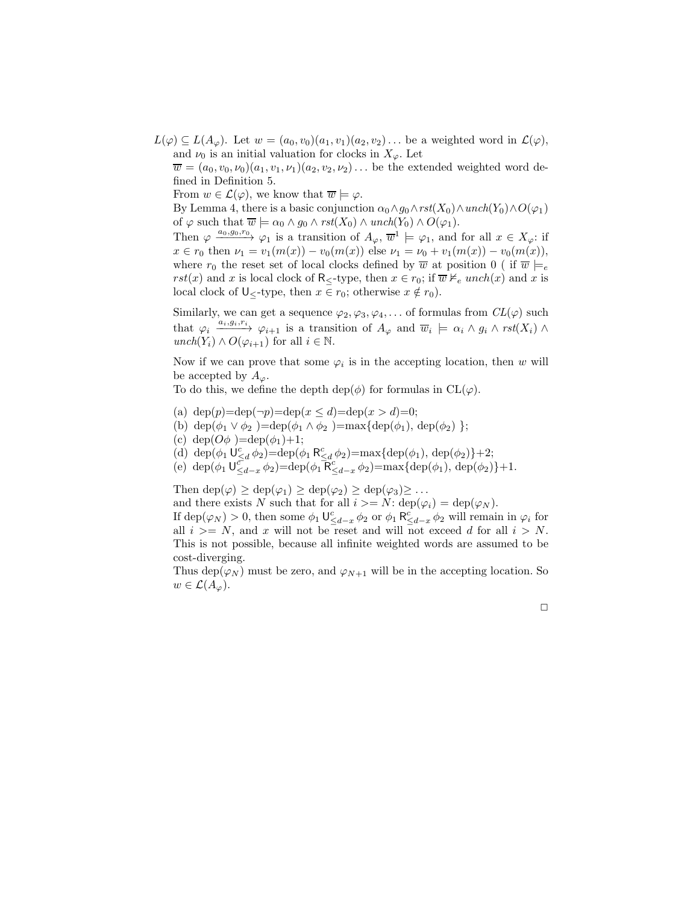$L(\varphi) \subseteq L(A_\varphi)$. Let $w = (a_0, v_0)(a_1, v_1)(a_2, v_2)\dots$ be a weighted word in $\mathcal{L}(\varphi)$, and $\nu_0$ is an initial valuation for clocks in $X_\varphi$. Let $\overline{w} = (a_0, v_0, \nu_0)(a_1, v_1, \nu_1)(a_2, v_2, \nu_2)\dots$ be the extended weighted word defined in Definition 5.

From $w \in \mathcal{L}(\varphi)$, we know that $\overline{w} \models \varphi$.

By Lemma 4, there is a basic conjunction $\alpha_0 \wedge g_0 \wedge rst(X_0) \wedge unch(Y_0) \wedge O(\varphi_1)$ of $\varphi$ such that $\overline{w} \models \alpha_0 \wedge g_0 \wedge rst(X_0) \wedge unch(Y_0) \wedge O(\varphi_1)$.

Then $\varphi \xrightarrow{a_0, g_0, r_0} \varphi_1$ is a transition of $A_\varphi$, $\overline{w}^1 \models \varphi_1$, and for all $x \in X_\varphi$: if $x \in r_0$ then $\nu_1 = v_1(m(x)) - v_0(m(x))$ else $\nu_1 = \nu_0 + v_1(m(x)) - v_0(m(x))$, where $r_0$ the reset set of local clocks defined by $\overline{w}$ at position 0 ( if $\overline{w} \models_e rst(x)$ and $x$ is local clock of $\mathsf{R}_\leq$-type, then $x \in r_0$; if $\overline{w} \not\models_e unch(x)$ and $x$ is local clock of $\mathsf{U}_\leq$-type, then $x \in r_0$; otherwise $x \notin r_0$).

Similarly, we can get a sequence $\varphi_2, \varphi_3, \varphi_4, \dots$ of formulas from $CL(\varphi)$ such that $\varphi_i \xrightarrow{a_i, g_i, r_i} \varphi_{i+1}$ is a transition of $A_\varphi$ and $\overline{w}_i \models \alpha_i \wedge g_i \wedge rst(X_i) \wedge unch(Y_i) \wedge O(\varphi_{i+1})$ for all $i \in \mathbb{N}$.

Now if we can prove that some $\varphi_i$ is in the accepting location, then $w$ will be accepted by $A_\varphi$.

To do this, we define the depth dep($\phi$) for formulas in CL($\varphi$).

(a) dep($p$)=dep($\neg p$)=dep($x \leq d$)=dep($x > d$)=0;
(b) dep($\phi_1 \vee \phi_2$ )=dep($\phi_1 \wedge \phi_2$ )=max{dep($\phi_1$), dep($\phi_2$) };
(c) dep($O\phi$ )=dep($\phi_1$)+1;
(d) dep($\phi_1 \, \mathsf{U}^c_{\leq d} \, \phi_2$)=dep($\phi_1 \, \mathsf{R}^c_{\leq d} \, \phi_2$)=max{dep($\phi_1$), dep($\phi_2$)}+2;
(e) dep($\phi_1 \, \mathsf{U}^c_{\leq d-x} \, \phi_2$)=dep($\phi_1 \, \mathsf{R}^c_{\leq d-x} \, \phi_2$)=max{dep($\phi_1$), dep($\phi_2$)}+1.

Then dep($\varphi$) $\geq$ dep($\varphi_1$) $\geq$ dep($\varphi_2$) $\geq$ dep($\varphi_3$)$\geq \dots$
and there exists $N$ such that for all $i >= N$: dep($\varphi_i$) = dep($\varphi_N$).

If dep($\varphi_N$) > 0, then some $\phi_1 \, \mathsf{U}^c_{\leq d-x} \, \phi_2$ or $\phi_1 \, \mathsf{R}^c_{\leq d-x} \, \phi_2$ will remain in $\varphi_i$ for all $i >= N$, and $x$ will not be reset and will not exceed $d$ for all $i > N$. This is not possible, because all infinite weighted words are assumed to be cost-diverging.

Thus dep($\varphi_N$) must be zero, and $\varphi_{N+1}$ will be in the accepting location. So $w \in \mathcal{L}(A_\varphi)$.

□